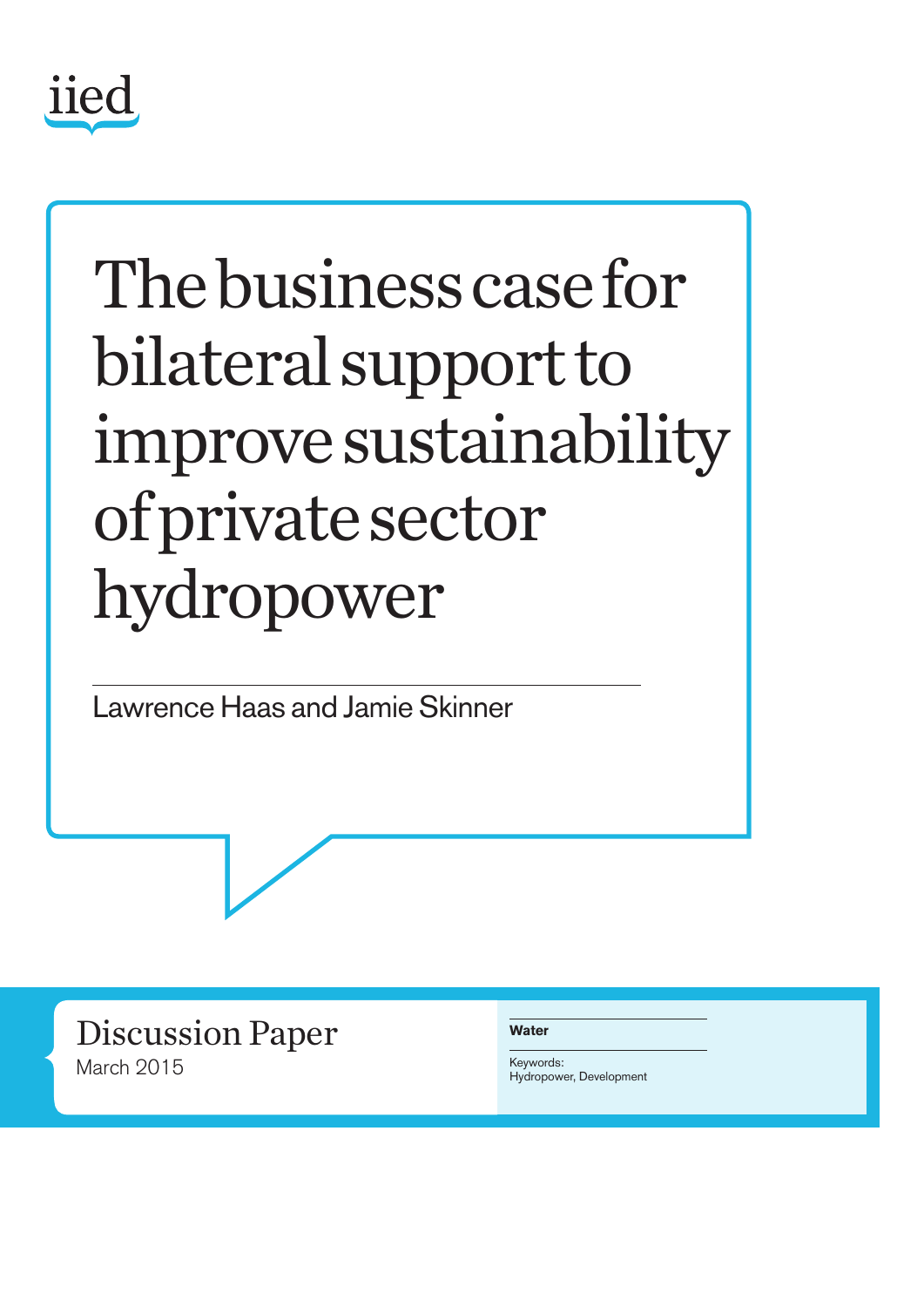iied

# The business case for bilateral support to improve sustainability of private sector hydropower

Lawrence Haas and Jamie Skinner

Discussion Paper
March 2015

**Water**

Keywords:
Hydropower, Development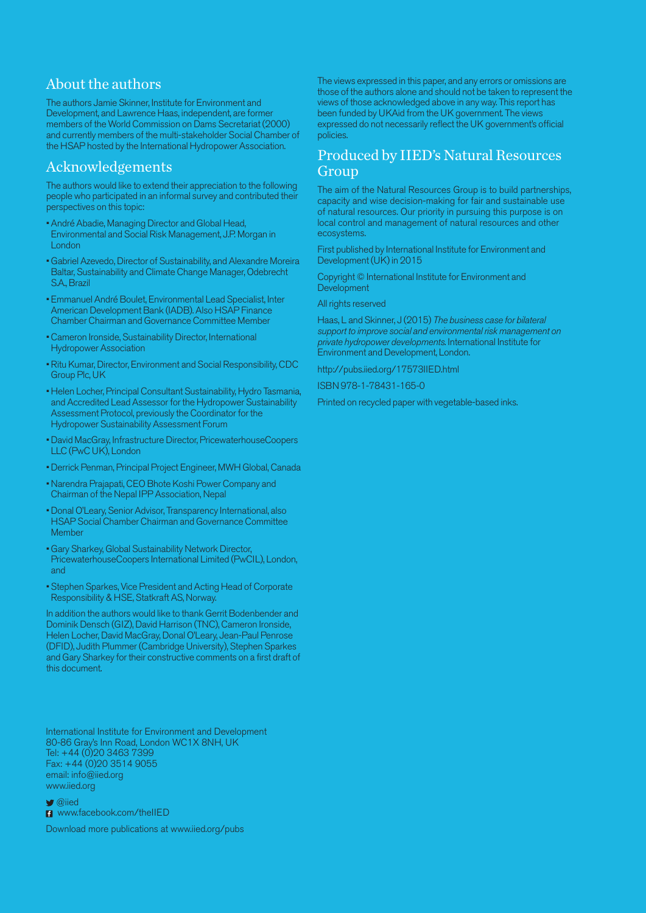## About the authors

The authors Jamie Skinner, Institute for Environment and Development, and Lawrence Haas, independent, are former members of the World Commission on Dams Secretariat (2000) and currently members of the multi-stakeholder Social Chamber of the HSAP hosted by the International Hydropower Association.

## Acknowledgements

The authors would like to extend their appreciation to the following people who participated in an informal survey and contributed their perspectives on this topic:

- André Abadie, Managing Director and Global Head, Environmental and Social Risk Management, J.P. Morgan in London
- Gabriel Azevedo, Director of Sustainability, and Alexandre Moreira Baltar, Sustainability and Climate Change Manager, Odebrecht S.A., Brazil
- Emmanuel André Boulet, Environmental Lead Specialist, Inter American Development Bank (IADB). Also HSAP Finance Chamber Chairman and Governance Committee Member
- Cameron Ironside, Sustainability Director, International Hydropower Association
- Ritu Kumar, Director, Environment and Social Responsibility, CDC Group Plc, UK
- Helen Locher, Principal Consultant Sustainability, Hydro Tasmania, and Accredited Lead Assessor for the Hydropower Sustainability Assessment Protocol, previously the Coordinator for the Hydropower Sustainability Assessment Forum
- David MacGray, Infrastructure Director, PricewaterhouseCoopers LLC (PwC UK), London
- Derrick Penman, Principal Project Engineer, MWH Global, Canada
- Narendra Prajapati, CEO Bhote Koshi Power Company and Chairman of the Nepal IPP Association, Nepal
- Donal O'Leary, Senior Advisor, Transparency International, also HSAP Social Chamber Chairman and Governance Committee Member
- Gary Sharkey, Global Sustainability Network Director, PricewaterhouseCoopers International Limited (PwCIL), London, and
- Stephen Sparkes, Vice President and Acting Head of Corporate Responsibility & HSE, Statkraft AS, Norway.

In addition the authors would like to thank Gerrit Bodenbender and Dominik Densch (GIZ), David Harrison (TNC), Cameron Ironside, Helen Locher, David MacGray, Donal O'Leary, Jean-Paul Penrose (DFID), Judith Plummer (Cambridge University), Stephen Sparkes and Gary Sharkey for their constructive comments on a first draft of this document.

International Institute for Environment and Development
80-86 Gray's Inn Road, London WC1X 8NH, UK
Tel: +44 (0)20 3463 7399
Fax: +44 (0)20 3514 9055
email: info@iied.org
www.iied.org

@iied
www.facebook.com/theIIED

Download more publications at www.iied.org/pubs

The views expressed in this paper, and any errors or omissions are those of the authors alone and should not be taken to represent the views of those acknowledged above in any way. This report has been funded by UKAid from the UK government. The views expressed do not necessarily reflect the UK government's official policies.

## Produced by IIED's Natural Resources Group

The aim of the Natural Resources Group is to build partnerships, capacity and wise decision-making for fair and sustainable use of natural resources. Our priority in pursuing this purpose is on local control and management of natural resources and other ecosystems.

First published by International Institute for Environment and Development (UK) in 2015

Copyright © International Institute for Environment and Development

All rights reserved

Haas, L and Skinner, J (2015) *The business case for bilateral support to improve social and environmental risk management on private hydropower developments.* International Institute for Environment and Development, London.

http://pubs.iied.org/17573IIED.html

ISBN 978-1-78431-165-0

Printed on recycled paper with vegetable-based inks.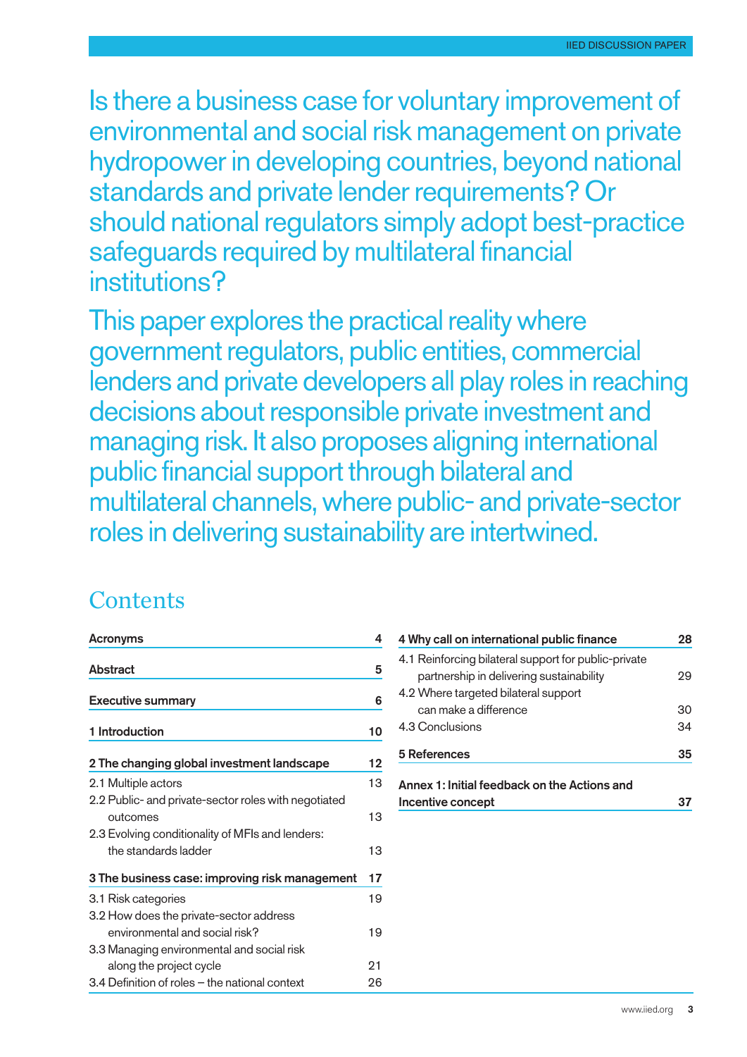Is there a business case for voluntary improvement of environmental and social risk management on private hydropower in developing countries, beyond national standards and private lender requirements? Or should national regulators simply adopt best-practice safeguards required by multilateral financial institutions?

This paper explores the practical reality where government regulators, public entities, commercial lenders and private developers all play roles in reaching decisions about responsible private investment and managing risk. It also proposes aligning international public financial support through bilateral and multilateral channels, where public- and private-sector roles in delivering sustainability are intertwined.

## Contents

| | |
|---|---|
| **Acronyms** | **4** |
| **Abstract** | **5** |
| **Executive summary** | **6** |
| **1 Introduction** | **10** |
| **2 The changing global investment landscape** | **12** |
| 2.1 Multiple actors | 13 |
| 2.2 Public- and private-sector roles with negotiated outcomes | 13 |
| 2.3 Evolving conditionality of MFIs and lenders: the standards ladder | 13 |
| **3 The business case: improving risk management** | **17** |
| 3.1 Risk categories | 19 |
| 3.2 How does the private-sector address environmental and social risk? | 19 |
| 3.3 Managing environmental and social risk along the project cycle | 21 |
| 3.4 Definition of roles – the national context | 26 |
| **4 Why call on international public finance** | **28** |
| 4.1 Reinforcing bilateral support for public-private partnership in delivering sustainability | 29 |
| 4.2 Where targeted bilateral support can make a difference | 30 |
| 4.3 Conclusions | 34 |
| **5 References** | **35** |
| **Annex 1: Initial feedback on the Actions and Incentive concept** | **37** |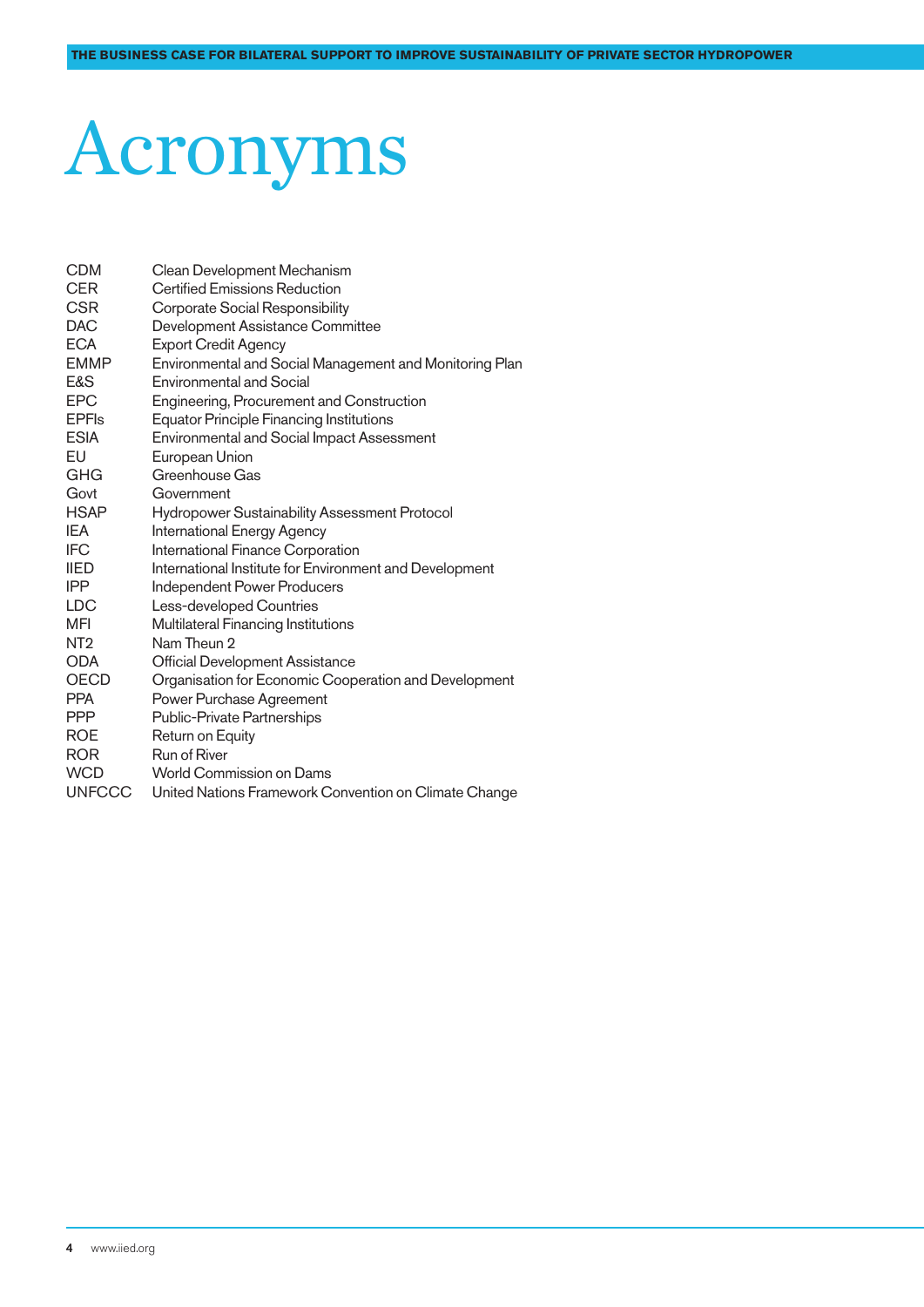# Acronyms

| | |
|---|---|
| CDM | Clean Development Mechanism |
| CER | Certified Emissions Reduction |
| CSR | Corporate Social Responsibility |
| DAC | Development Assistance Committee |
| ECA | Export Credit Agency |
| EMMP | Environmental and Social Management and Monitoring Plan |
| E&S | Environmental and Social |
| EPC | Engineering, Procurement and Construction |
| EPFIs | Equator Principle Financing Institutions |
| ESIA | Environmental and Social Impact Assessment |
| EU | European Union |
| GHG | Greenhouse Gas |
| Govt | Government |
| HSAP | Hydropower Sustainability Assessment Protocol |
| IEA | International Energy Agency |
| IFC | International Finance Corporation |
| IIED | International Institute for Environment and Development |
| IPP | Independent Power Producers |
| LDC | Less-developed Countries |
| MFI | Multilateral Financing Institutions |
| NT2 | Nam Theun 2 |
| ODA | Official Development Assistance |
| OECD | Organisation for Economic Cooperation and Development |
| PPA | Power Purchase Agreement |
| PPP | Public-Private Partnerships |
| ROE | Return on Equity |
| ROR | Run of River |
| WCD | World Commission on Dams |
| UNFCCC | United Nations Framework Convention on Climate Change |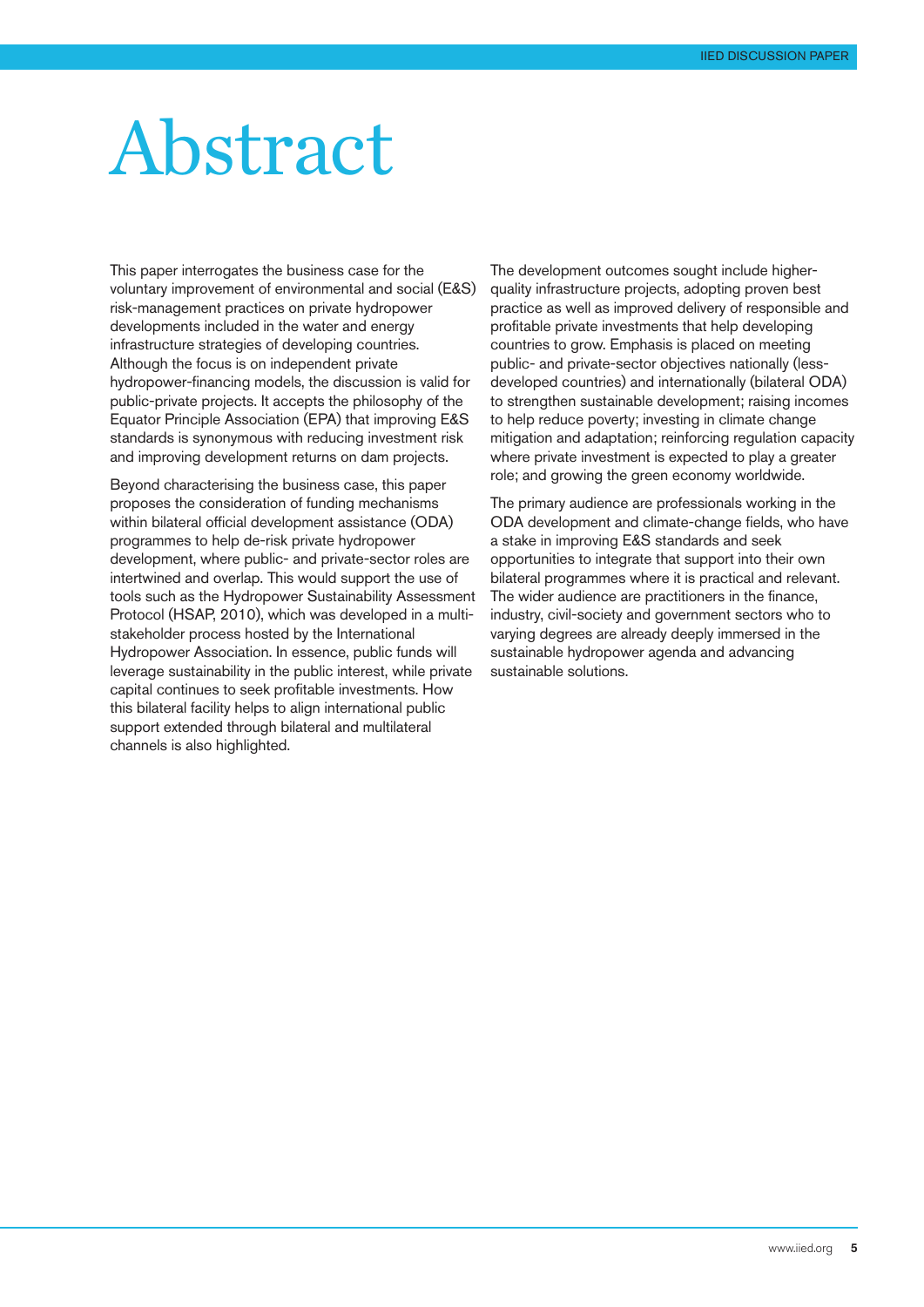# Abstract

This paper interrogates the business case for the voluntary improvement of environmental and social (E&S) risk-management practices on private hydropower developments included in the water and energy infrastructure strategies of developing countries. Although the focus is on independent private hydropower-financing models, the discussion is valid for public-private projects. It accepts the philosophy of the Equator Principle Association (EPA) that improving E&S standards is synonymous with reducing investment risk and improving development returns on dam projects.

Beyond characterising the business case, this paper proposes the consideration of funding mechanisms within bilateral official development assistance (ODA) programmes to help de-risk private hydropower development, where public- and private-sector roles are intertwined and overlap. This would support the use of tools such as the Hydropower Sustainability Assessment Protocol (HSAP, 2010), which was developed in a multi-stakeholder process hosted by the International Hydropower Association. In essence, public funds will leverage sustainability in the public interest, while private capital continues to seek profitable investments. How this bilateral facility helps to align international public support extended through bilateral and multilateral channels is also highlighted.

The development outcomes sought include higher-quality infrastructure projects, adopting proven best practice as well as improved delivery of responsible and profitable private investments that help developing countries to grow. Emphasis is placed on meeting public- and private-sector objectives nationally (less-developed countries) and internationally (bilateral ODA) to strengthen sustainable development; raising incomes to help reduce poverty; investing in climate change mitigation and adaptation; reinforcing regulation capacity where private investment is expected to play a greater role; and growing the green economy worldwide.

The primary audience are professionals working in the ODA development and climate-change fields, who have a stake in improving E&S standards and seek opportunities to integrate that support into their own bilateral programmes where it is practical and relevant. The wider audience are practitioners in the finance, industry, civil-society and government sectors who to varying degrees are already deeply immersed in the sustainable hydropower agenda and advancing sustainable solutions.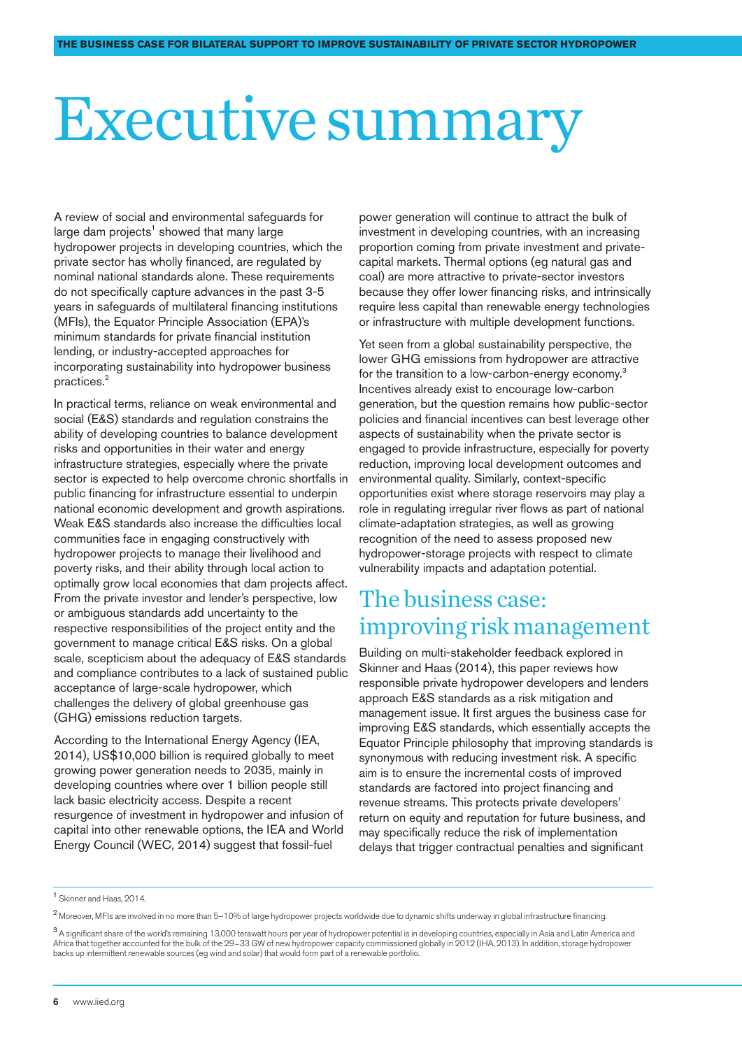# Executive summary

A review of social and environmental safeguards for large dam projects[1] showed that many large hydropower projects in developing countries, which the private sector has wholly financed, are regulated by nominal national standards alone. These requirements do not specifically capture advances in the past 3-5 years in safeguards of multilateral financing institutions (MFIs), the Equator Principle Association (EPA)'s minimum standards for private financial institution lending, or industry-accepted approaches for incorporating sustainability into hydropower business practices.[2]

In practical terms, reliance on weak environmental and social (E&S) standards and regulation constrains the ability of developing countries to balance development risks and opportunities in their water and energy infrastructure strategies, especially where the private sector is expected to help overcome chronic shortfalls in public financing for infrastructure essential to underpin national economic development and growth aspirations. Weak E&S standards also increase the difficulties local communities face in engaging constructively with hydropower projects to manage their livelihood and poverty risks, and their ability through local action to optimally grow local economies that dam projects affect. From the private investor and lender's perspective, low or ambiguous standards add uncertainty to the respective responsibilities of the project entity and the government to manage critical E&S risks. On a global scale, scepticism about the adequacy of E&S standards and compliance contributes to a lack of sustained public acceptance of large-scale hydropower, which challenges the delivery of global greenhouse gas (GHG) emissions reduction targets.

According to the International Energy Agency (IEA, 2014), US$10,000 billion is required globally to meet growing power generation needs to 2035, mainly in developing countries where over 1 billion people still lack basic electricity access. Despite a recent resurgence of investment in hydropower and infusion of capital into other renewable options, the IEA and World Energy Council (WEC, 2014) suggest that fossil-fuel power generation will continue to attract the bulk of investment in developing countries, with an increasing proportion coming from private investment and private-capital markets. Thermal options (eg natural gas and coal) are more attractive to private-sector investors because they offer lower financing risks, and intrinsically require less capital than renewable energy technologies or infrastructure with multiple development functions.

Yet seen from a global sustainability perspective, the lower GHG emissions from hydropower are attractive for the transition to a low-carbon-energy economy.[3] Incentives already exist to encourage low-carbon generation, but the question remains how public-sector policies and financial incentives can best leverage other aspects of sustainability when the private sector is engaged to provide infrastructure, especially for poverty reduction, improving local development outcomes and environmental quality. Similarly, context-specific opportunities exist where storage reservoirs may play a role in regulating irregular river flows as part of national climate-adaptation strategies, as well as growing recognition of the need to assess proposed new hydropower-storage projects with respect to climate vulnerability impacts and adaptation potential.

## The business case: improving risk management

Building on multi-stakeholder feedback explored in Skinner and Haas (2014), this paper reviews how responsible private hydropower developers and lenders approach E&S standards as a risk mitigation and management issue. It first argues the business case for improving E&S standards, which essentially accepts the Equator Principle philosophy that improving standards is synonymous with reducing investment risk. A specific aim is to ensure the incremental costs of improved standards are factored into project financing and revenue streams. This protects private developers' return on equity and reputation for future business, and may specifically reduce the risk of implementation delays that trigger contractual penalties and significant

---

[1] Skinner and Haas, 2014.

[2] Moreover, MFIs are involved in no more than 5–10% of large hydropower projects worldwide due to dynamic shifts underway in global infrastructure financing.

[3] A significant share of the world's remaining 13,000 terawatt hours per year of hydropower potential is in developing countries, especially in Asia and Latin America and Africa that together accounted for the bulk of the 29–33 GW of new hydropower capacity commissioned globally in 2012 (IHA, 2013). In addition, storage hydropower backs up intermittent renewable sources (eg wind and solar) that would form part of a renewable portfolio.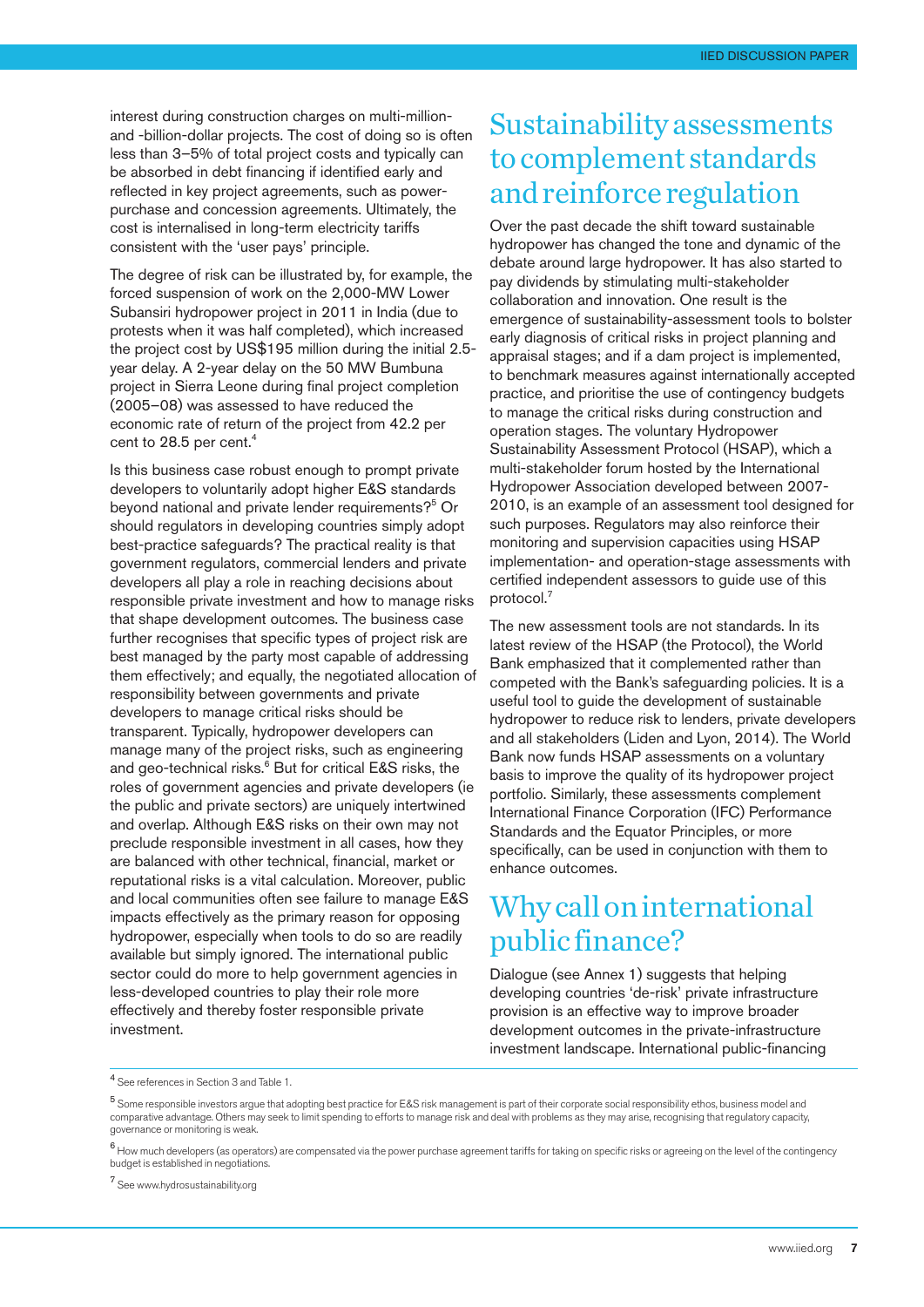interest during construction charges on multi-million- and -billion-dollar projects. The cost of doing so is often less than 3–5% of total project costs and typically can be absorbed in debt financing if identified early and reflected in key project agreements, such as power-purchase and concession agreements. Ultimately, the cost is internalised in long-term electricity tariffs consistent with the 'user pays' principle.

The degree of risk can be illustrated by, for example, the forced suspension of work on the 2,000-MW Lower Subansiri hydropower project in 2011 in India (due to protests when it was half completed), which increased the project cost by US$195 million during the initial 2.5-year delay. A 2-year delay on the 50 MW Bumbuna project in Sierra Leone during final project completion (2005–08) was assessed to have reduced the economic rate of return of the project from 42.2 per cent to 28.5 per cent.[4]

Is this business case robust enough to prompt private developers to voluntarily adopt higher E&S standards beyond national and private lender requirements?[5] Or should regulators in developing countries simply adopt best-practice safeguards? The practical reality is that government regulators, commercial lenders and private developers all play a role in reaching decisions about responsible private investment and how to manage risks that shape development outcomes. The business case further recognises that specific types of project risk are best managed by the party most capable of addressing them effectively; and equally, the negotiated allocation of responsibility between governments and private developers to manage critical risks should be transparent. Typically, hydropower developers can manage many of the project risks, such as engineering and geo-technical risks.[6] But for critical E&S risks, the roles of government agencies and private developers (ie the public and private sectors) are uniquely intertwined and overlap. Although E&S risks on their own may not preclude responsible investment in all cases, how they are balanced with other technical, financial, market or reputational risks is a vital calculation. Moreover, public and local communities often see failure to manage E&S impacts effectively as the primary reason for opposing hydropower, especially when tools to do so are readily available but simply ignored. The international public sector could do more to help government agencies in less-developed countries to play their role more effectively and thereby foster responsible private investment.

## Sustainability assessments to complement standards and reinforce regulation

Over the past decade the shift toward sustainable hydropower has changed the tone and dynamic of the debate around large hydropower. It has also started to pay dividends by stimulating multi-stakeholder collaboration and innovation. One result is the emergence of sustainability-assessment tools to bolster early diagnosis of critical risks in project planning and appraisal stages; and if a dam project is implemented, to benchmark measures against internationally accepted practice, and prioritise the use of contingency budgets to manage the critical risks during construction and operation stages. The voluntary Hydropower Sustainability Assessment Protocol (HSAP), which a multi-stakeholder forum hosted by the International Hydropower Association developed between 2007-2010, is an example of an assessment tool designed for such purposes. Regulators may also reinforce their monitoring and supervision capacities using HSAP implementation- and operation-stage assessments with certified independent assessors to guide use of this protocol.[7]

The new assessment tools are not standards. In its latest review of the HSAP (the Protocol), the World Bank emphasized that it complemented rather than competed with the Bank's safeguarding policies. It is a useful tool to guide the development of sustainable hydropower to reduce risk to lenders, private developers and all stakeholders (Liden and Lyon, 2014). The World Bank now funds HSAP assessments on a voluntary basis to improve the quality of its hydropower project portfolio. Similarly, these assessments complement International Finance Corporation (IFC) Performance Standards and the Equator Principles, or more specifically, can be used in conjunction with them to enhance outcomes.

## Why call on international public finance?

Dialogue (see Annex 1) suggests that helping developing countries 'de-risk' private infrastructure provision is an effective way to improve broader development outcomes in the private-infrastructure investment landscape. International public-financing

---

[4] See references in Section 3 and Table 1.

[5] Some responsible investors argue that adopting best practice for E&S risk management is part of their corporate social responsibility ethos, business model and comparative advantage. Others may seek to limit spending to efforts to manage risk and deal with problems as they may arise, recognising that regulatory capacity, governance or monitoring is weak.

[6] How much developers (as operators) are compensated via the power purchase agreement tariffs for taking on specific risks or agreeing on the level of the contingency budget is established in negotiations.

[7] See www.hydrosustainability.org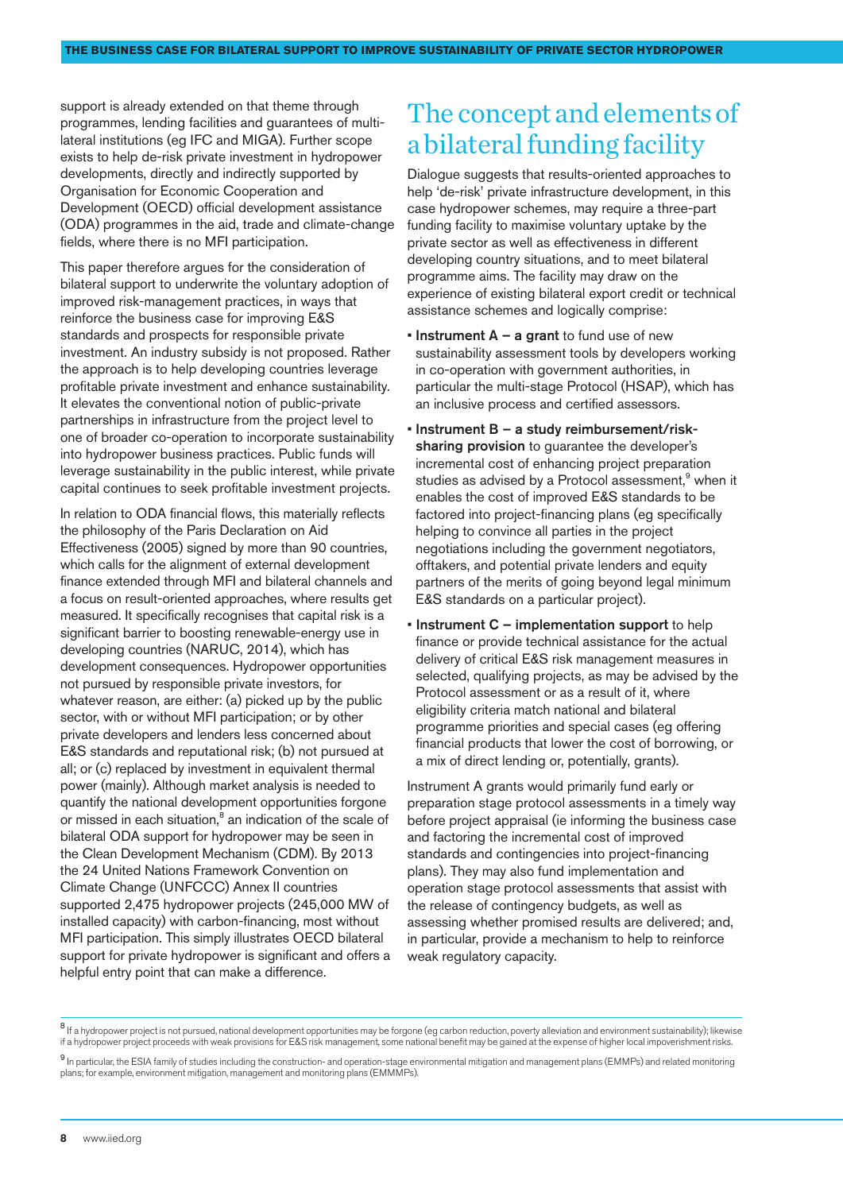support is already extended on that theme through programmes, lending facilities and guarantees of multi-lateral institutions (eg IFC and MIGA). Further scope exists to help de-risk private investment in hydropower developments, directly and indirectly supported by Organisation for Economic Cooperation and Development (OECD) official development assistance (ODA) programmes in the aid, trade and climate-change fields, where there is no MFI participation.

This paper therefore argues for the consideration of bilateral support to underwrite the voluntary adoption of improved risk-management practices, in ways that reinforce the business case for improving E&S standards and prospects for responsible private investment. An industry subsidy is not proposed. Rather the approach is to help developing countries leverage profitable private investment and enhance sustainability. It elevates the conventional notion of public-private partnerships in infrastructure from the project level to one of broader co-operation to incorporate sustainability into hydropower business practices. Public funds will leverage sustainability in the public interest, while private capital continues to seek profitable investment projects.

In relation to ODA financial flows, this materially reflects the philosophy of the Paris Declaration on Aid Effectiveness (2005) signed by more than 90 countries, which calls for the alignment of external development finance extended through MFI and bilateral channels and a focus on result-oriented approaches, where results get measured. It specifically recognises that capital risk is a significant barrier to boosting renewable-energy use in developing countries (NARUC, 2014), which has development consequences. Hydropower opportunities not pursued by responsible private investors, for whatever reason, are either: (a) picked up by the public sector, with or without MFI participation; or by other private developers and lenders less concerned about E&S standards and reputational risk; (b) not pursued at all; or (c) replaced by investment in equivalent thermal power (mainly). Although market analysis is needed to quantify the national development opportunities forgone or missed in each situation,[8] an indication of the scale of bilateral ODA support for hydropower may be seen in the Clean Development Mechanism (CDM). By 2013 the 24 United Nations Framework Convention on Climate Change (UNFCCC) Annex II countries supported 2,475 hydropower projects (245,000 MW of installed capacity) with carbon-financing, most without MFI participation. This simply illustrates OECD bilateral support for private hydropower is significant and offers a helpful entry point that can make a difference.

# The concept and elements of a bilateral funding facility

Dialogue suggests that results-oriented approaches to help 'de-risk' private infrastructure development, in this case hydropower schemes, may require a three-part funding facility to maximise voluntary uptake by the private sector as well as effectiveness in different developing country situations, and to meet bilateral programme aims. The facility may draw on the experience of existing bilateral export credit or technical assistance schemes and logically comprise:

- **Instrument A – a grant** to fund use of new sustainability assessment tools by developers working in co-operation with government authorities, in particular the multi-stage Protocol (HSAP), which has an inclusive process and certified assessors.
- **Instrument B – a study reimbursement/risk-sharing provision** to guarantee the developer's incremental cost of enhancing project preparation studies as advised by a Protocol assessment,[9] when it enables the cost of improved E&S standards to be factored into project-financing plans (eg specifically helping to convince all parties in the project negotiations including the government negotiators, offtakers, and potential private lenders and equity partners of the merits of going beyond legal minimum E&S standards on a particular project).
- **Instrument C – implementation support** to help finance or provide technical assistance for the actual delivery of critical E&S risk management measures in selected, qualifying projects, as may be advised by the Protocol assessment or as a result of it, where eligibility criteria match national and bilateral programme priorities and special cases (eg offering financial products that lower the cost of borrowing, or a mix of direct lending or, potentially, grants).

Instrument A grants would primarily fund early or preparation stage protocol assessments in a timely way before project appraisal (ie informing the business case and factoring the incremental cost of improved standards and contingencies into project-financing plans). They may also fund implementation and operation stage protocol assessments that assist with the release of contingency budgets, as well as assessing whether promised results are delivered; and, in particular, provide a mechanism to help to reinforce weak regulatory capacity.

[8] If a hydropower project is not pursued, national development opportunities may be forgone (eg carbon reduction, poverty alleviation and environment sustainability); likewise if a hydropower project proceeds with weak provisions for E&S risk management, some national benefit may be gained at the expense of higher local impoverishment risks.

[9] In particular, the ESIA family of studies including the construction- and operation-stage environmental mitigation and management plans (EMMPs) and related monitoring plans; for example, environment mitigation, management and monitoring plans (EMMMPs).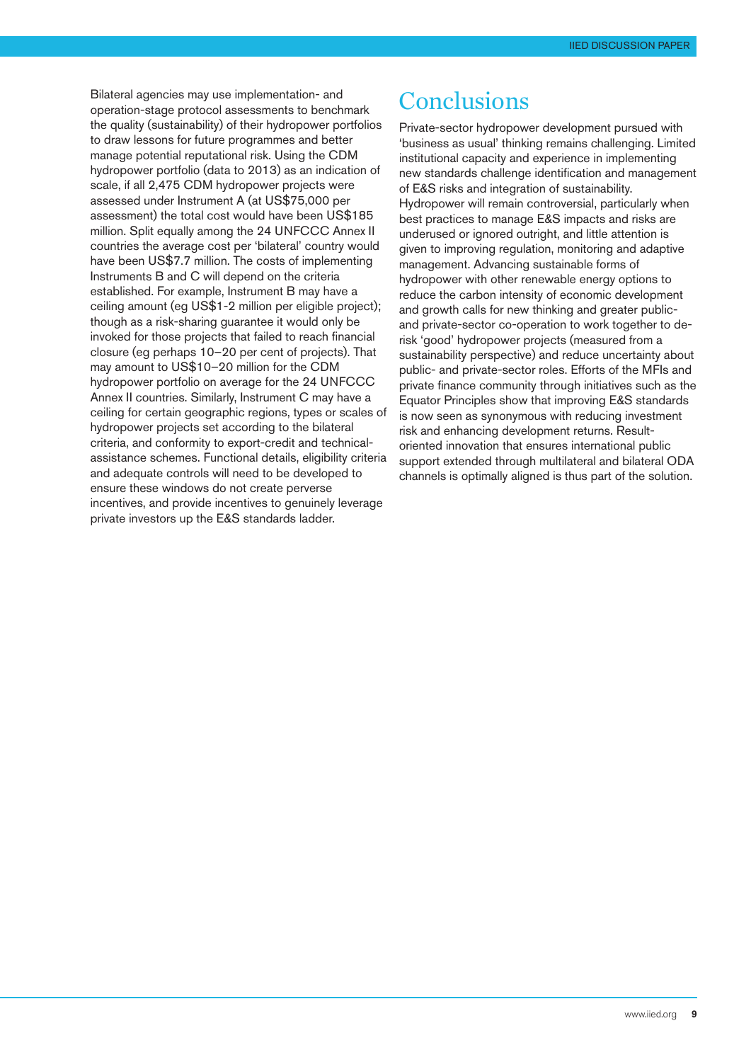Bilateral agencies may use implementation- and operation-stage protocol assessments to benchmark the quality (sustainability) of their hydropower portfolios to draw lessons for future programmes and better manage potential reputational risk. Using the CDM hydropower portfolio (data to 2013) as an indication of scale, if all 2,475 CDM hydropower projects were assessed under Instrument A (at US$75,000 per assessment) the total cost would have been US$185 million. Split equally among the 24 UNFCCC Annex II countries the average cost per 'bilateral' country would have been US$7.7 million. The costs of implementing Instruments B and C will depend on the criteria established. For example, Instrument B may have a ceiling amount (eg US$1-2 million per eligible project); though as a risk-sharing guarantee it would only be invoked for those projects that failed to reach financial closure (eg perhaps 10–20 per cent of projects). That may amount to US$10–20 million for the CDM hydropower portfolio on average for the 24 UNFCCC Annex II countries. Similarly, Instrument C may have a ceiling for certain geographic regions, types or scales of hydropower projects set according to the bilateral criteria, and conformity to export-credit and technical-assistance schemes. Functional details, eligibility criteria and adequate controls will need to be developed to ensure these windows do not create perverse incentives, and provide incentives to genuinely leverage private investors up the E&S standards ladder.

# Conclusions

Private-sector hydropower development pursued with 'business as usual' thinking remains challenging. Limited institutional capacity and experience in implementing new standards challenge identification and management of E&S risks and integration of sustainability. Hydropower will remain controversial, particularly when best practices to manage E&S impacts and risks are underused or ignored outright, and little attention is given to improving regulation, monitoring and adaptive management. Advancing sustainable forms of hydropower with other renewable energy options to reduce the carbon intensity of economic development and growth calls for new thinking and greater public- and private-sector co-operation to work together to de-risk 'good' hydropower projects (measured from a sustainability perspective) and reduce uncertainty about public- and private-sector roles. Efforts of the MFIs and private finance community through initiatives such as the Equator Principles show that improving E&S standards is now seen as synonymous with reducing investment risk and enhancing development returns. Result-oriented innovation that ensures international public support extended through multilateral and bilateral ODA channels is optimally aligned is thus part of the solution.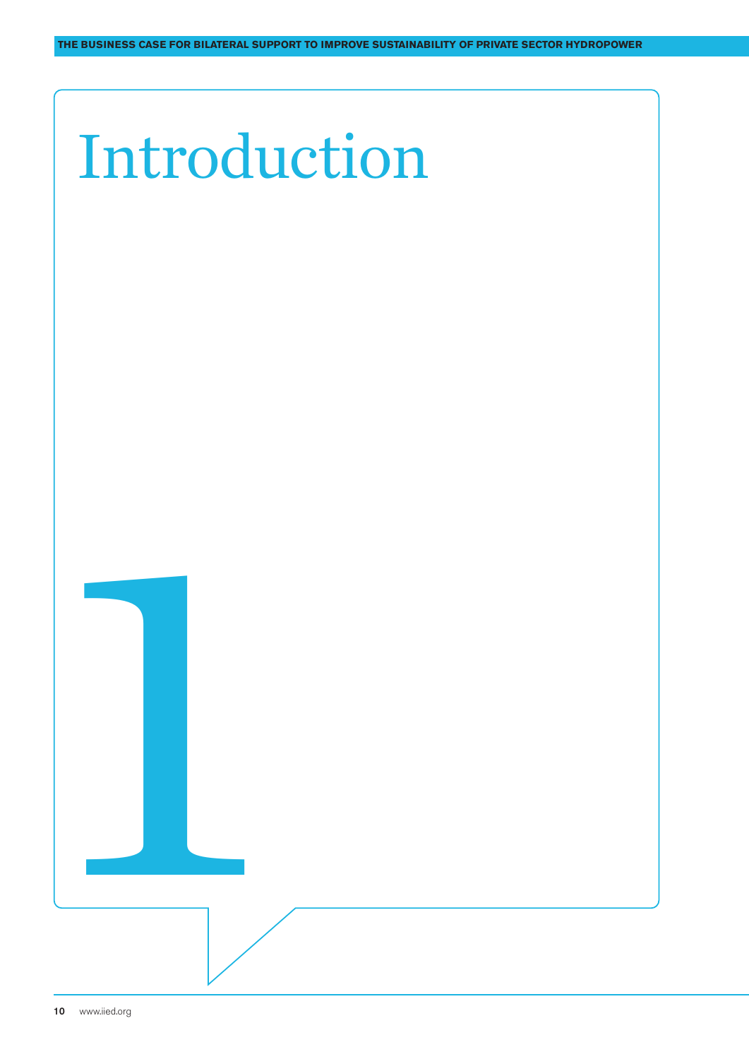# Introduction

# 1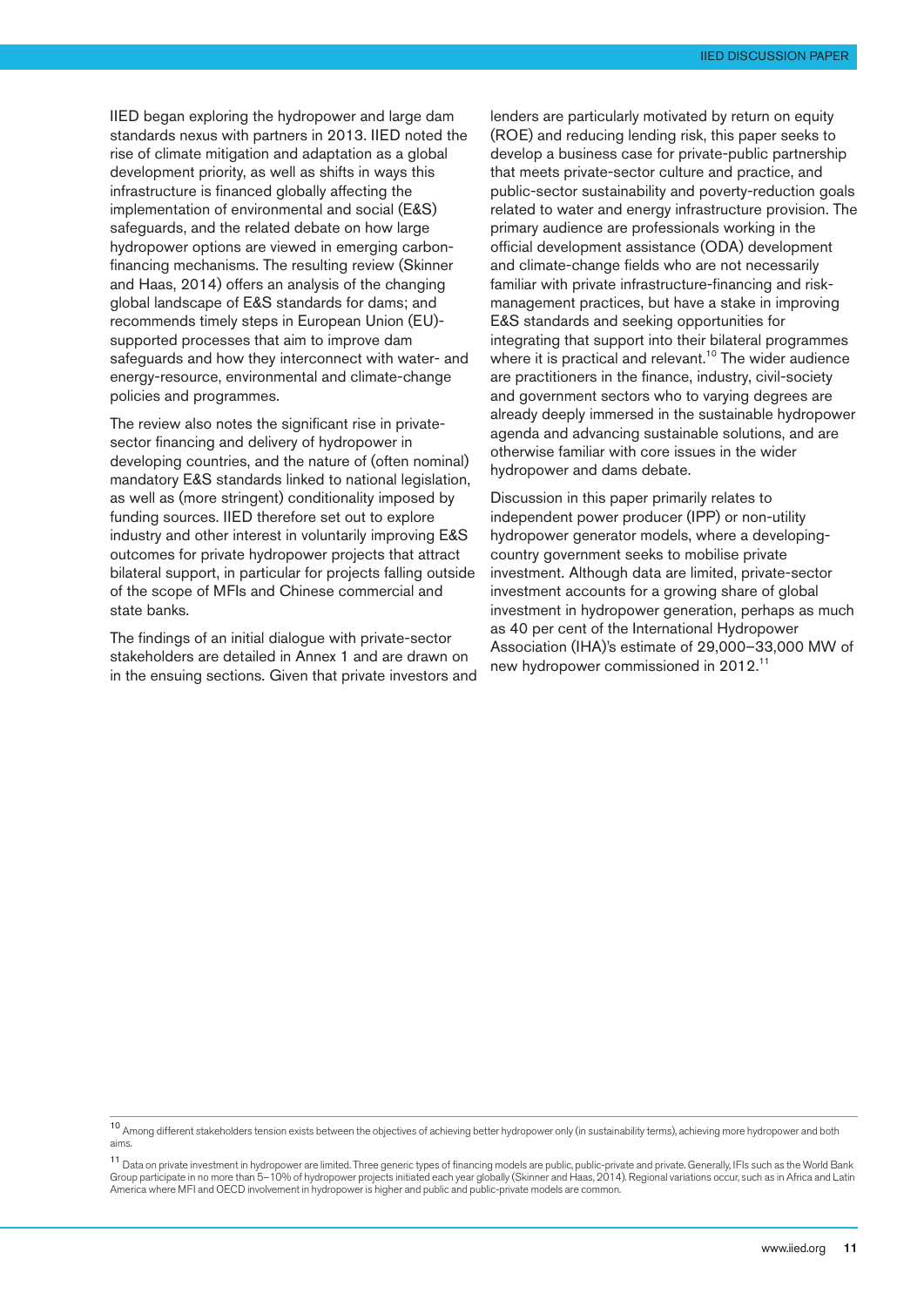IIED began exploring the hydropower and large dam standards nexus with partners in 2013. IIED noted the rise of climate mitigation and adaptation as a global development priority, as well as shifts in ways this infrastructure is financed globally affecting the implementation of environmental and social (E&S) safeguards, and the related debate on how large hydropower options are viewed in emerging carbon-financing mechanisms. The resulting review (Skinner and Haas, 2014) offers an analysis of the changing global landscape of E&S standards for dams; and recommends timely steps in European Union (EU)-supported processes that aim to improve dam safeguards and how they interconnect with water- and energy-resource, environmental and climate-change policies and programmes.

The review also notes the significant rise in private-sector financing and delivery of hydropower in developing countries, and the nature of (often nominal) mandatory E&S standards linked to national legislation, as well as (more stringent) conditionality imposed by funding sources. IIED therefore set out to explore industry and other interest in voluntarily improving E&S outcomes for private hydropower projects that attract bilateral support, in particular for projects falling outside of the scope of MFIs and Chinese commercial and state banks.

The findings of an initial dialogue with private-sector stakeholders are detailed in Annex 1 and are drawn on in the ensuing sections. Given that private investors and lenders are particularly motivated by return on equity (ROE) and reducing lending risk, this paper seeks to develop a business case for private-public partnership that meets private-sector culture and practice, and public-sector sustainability and poverty-reduction goals related to water and energy infrastructure provision. The primary audience are professionals working in the official development assistance (ODA) development and climate-change fields who are not necessarily familiar with private infrastructure-financing and risk-management practices, but have a stake in improving E&S standards and seeking opportunities for integrating that support into their bilateral programmes where it is practical and relevant.[10] The wider audience are practitioners in the finance, industry, civil-society and government sectors who to varying degrees are already deeply immersed in the sustainable hydropower agenda and advancing sustainable solutions, and are otherwise familiar with core issues in the wider hydropower and dams debate.

Discussion in this paper primarily relates to independent power producer (IPP) or non-utility hydropower generator models, where a developing-country government seeks to mobilise private investment. Although data are limited, private-sector investment accounts for a growing share of global investment in hydropower generation, perhaps as much as 40 per cent of the International Hydropower Association (IHA)'s estimate of 29,000–33,000 MW of new hydropower commissioned in 2012.[11]

---

[10] Among different stakeholders tension exists between the objectives of achieving better hydropower only (in sustainability terms), achieving more hydropower and both aims.

[11] Data on private investment in hydropower are limited. Three generic types of financing models are public, public-private and private. Generally, IFIs such as the World Bank Group participate in no more than 5–10% of hydropower projects initiated each year globally (Skinner and Haas, 2014). Regional variations occur, such as in Africa and Latin America where MFI and OECD involvement in hydropower is higher and public and public-private models are common.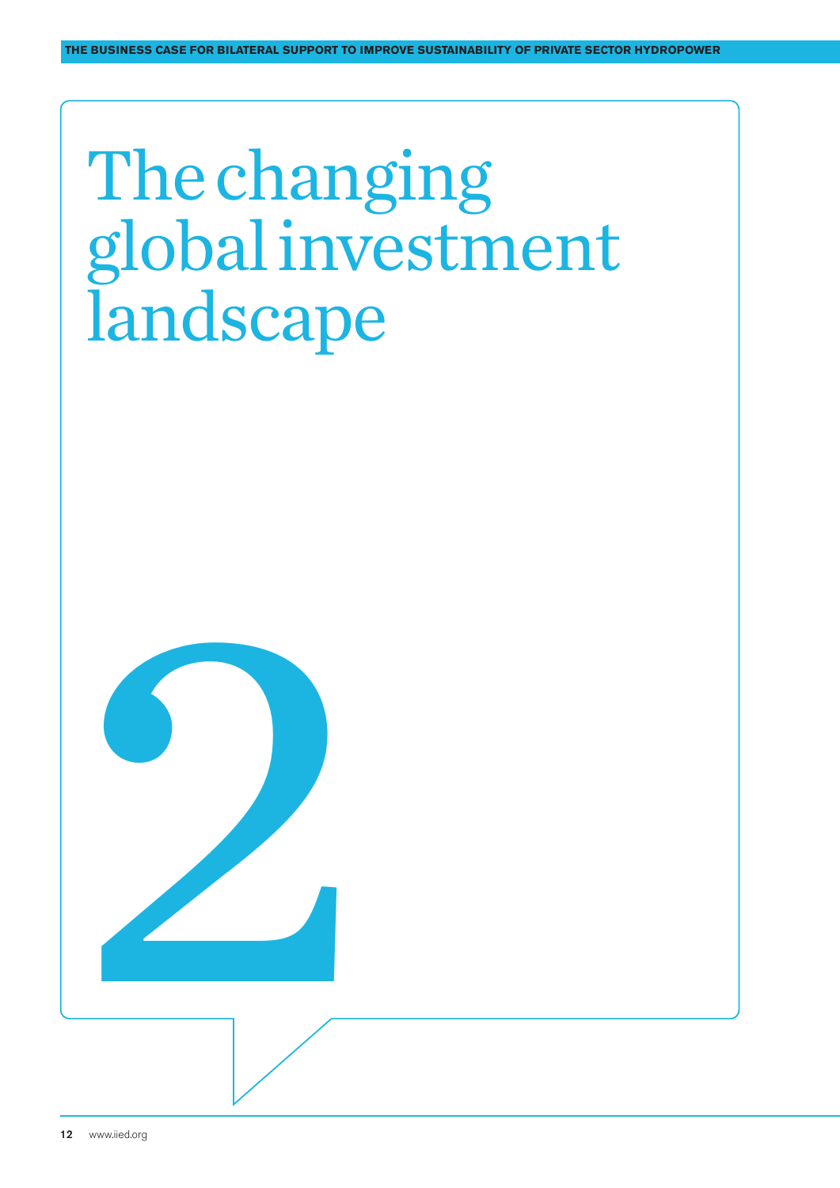# 2 The changing global investment landscape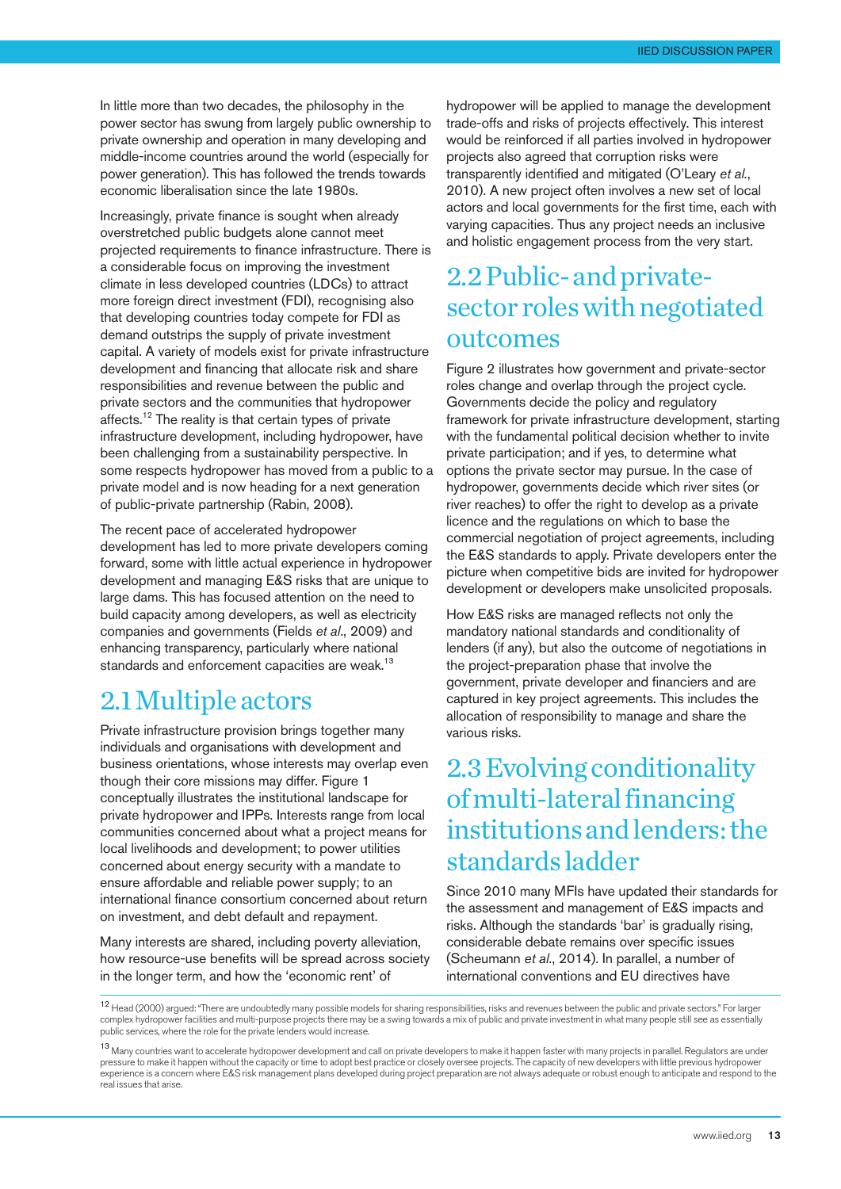In little more than two decades, the philosophy in the power sector has swung from largely public ownership to private ownership and operation in many developing and middle-income countries around the world (especially for power generation). This has followed the trends towards economic liberalisation since the late 1980s.

Increasingly, private finance is sought when already overstretched public budgets alone cannot meet projected requirements to finance infrastructure. There is a considerable focus on improving the investment climate in less developed countries (LDCs) to attract more foreign direct investment (FDI), recognising also that developing countries today compete for FDI as demand outstrips the supply of private investment capital. A variety of models exist for private infrastructure development and financing that allocate risk and share responsibilities and revenue between the public and private sectors and the communities that hydropower affects.[12] The reality is that certain types of private infrastructure development, including hydropower, have been challenging from a sustainability perspective. In some respects hydropower has moved from a public to a private model and is now heading for a next generation of public-private partnership (Rabin, 2008).

The recent pace of accelerated hydropower development has led to more private developers coming forward, some with little actual experience in hydropower development and managing E&S risks that are unique to large dams. This has focused attention on the need to build capacity among developers, as well as electricity companies and governments (Fields *et al*., 2009) and enhancing transparency, particularly where national standards and enforcement capacities are weak.[13]

## 2.1 Multiple actors

Private infrastructure provision brings together many individuals and organisations with development and business orientations, whose interests may overlap even though their core missions may differ. Figure 1 conceptually illustrates the institutional landscape for private hydropower and IPPs. Interests range from local communities concerned about what a project means for local livelihoods and development; to power utilities concerned about energy security with a mandate to ensure affordable and reliable power supply; to an international finance consortium concerned about return on investment, and debt default and repayment.

Many interests are shared, including poverty alleviation, how resource-use benefits will be spread across society in the longer term, and how the 'economic rent' of hydropower will be applied to manage the development trade-offs and risks of projects effectively. This interest would be reinforced if all parties involved in hydropower projects also agreed that corruption risks were transparently identified and mitigated (O'Leary *et al*., 2010). A new project often involves a new set of local actors and local governments for the first time, each with varying capacities. Thus any project needs an inclusive and holistic engagement process from the very start.

## 2.2 Public- and private-sector roles with negotiated outcomes

Figure 2 illustrates how government and private-sector roles change and overlap through the project cycle. Governments decide the policy and regulatory framework for private infrastructure development, starting with the fundamental political decision whether to invite private participation; and if yes, to determine what options the private sector may pursue. In the case of hydropower, governments decide which river sites (or river reaches) to offer the right to develop as a private licence and the regulations on which to base the commercial negotiation of project agreements, including the E&S standards to apply. Private developers enter the picture when competitive bids are invited for hydropower development or developers make unsolicited proposals.

How E&S risks are managed reflects not only the mandatory national standards and conditionality of lenders (if any), but also the outcome of negotiations in the project-preparation phase that involve the government, private developer and financiers and are captured in key project agreements. This includes the allocation of responsibility to manage and share the various risks.

## 2.3 Evolving conditionality of multi-lateral financing institutions and lenders: the standards ladder

Since 2010 many MFIs have updated their standards for the assessment and management of E&S impacts and risks. Although the standards 'bar' is gradually rising, considerable debate remains over specific issues (Scheumann *et al*., 2014). In parallel, a number of international conventions and EU directives have

[12] Head (2000) argued: "There are undoubtedly many possible models for sharing responsibilities, risks and revenues between the public and private sectors." For larger complex hydropower facilities and multi-purpose projects there may be a swing towards a mix of public and private investment in what many people still see as essentially public services, where the role for the private lenders would increase.

[13] Many countries want to accelerate hydropower development and call on private developers to make it happen faster with many projects in parallel. Regulators are under pressure to make it happen without the capacity or time to adopt best practice or closely oversee projects. The capacity of new developers with little previous hydropower experience is a concern where E&S risk management plans developed during project preparation are not always adequate or robust enough to anticipate and respond to the real issues that arise.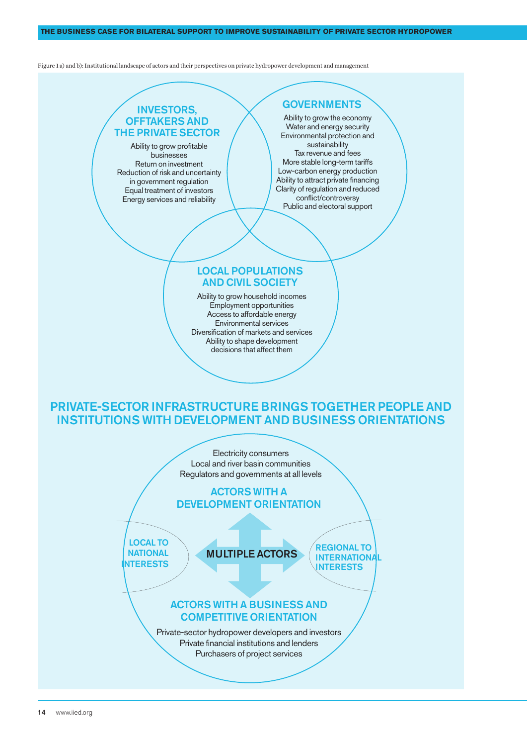Figure 1 a) and b): Institutional landscape of actors and their perspectives on private hydropower development and management

### INVESTORS, OFFTAKERS AND THE PRIVATE SECTOR

Ability to grow profitable businesses
Return on investment
Reduction of risk and uncertainty in government regulation
Equal treatment of investors
Energy services and reliability

### GOVERNMENTS

Ability to grow the economy
Water and energy security
Environmental protection and sustainability
Tax revenue and fees
More stable long-term tariffs
Low-carbon energy production
Ability to attract private financing
Clarity of regulation and reduced conflict/controversy
Public and electoral support

### LOCAL POPULATIONS AND CIVIL SOCIETY

Ability to grow household incomes
Employment opportunities
Access to affordable energy
Environmental services
Diversification of markets and services
Ability to shape development decisions that affect them

## PRIVATE-SECTOR INFRASTRUCTURE BRINGS TOGETHER PEOPLE AND INSTITUTIONS WITH DEVELOPMENT AND BUSINESS ORIENTATIONS

Electricity consumers
Local and river basin communities
Regulators and governments at all levels

### ACTORS WITH A DEVELOPMENT ORIENTATION

LOCAL TO NATIONAL INTERESTS

MULTIPLE ACTORS

REGIONAL TO INTERNATIONAL INTERESTS

### ACTORS WITH A BUSINESS AND COMPETITIVE ORIENTATION

Private-sector hydropower developers and investors
Private financial institutions and lenders
Purchasers of project services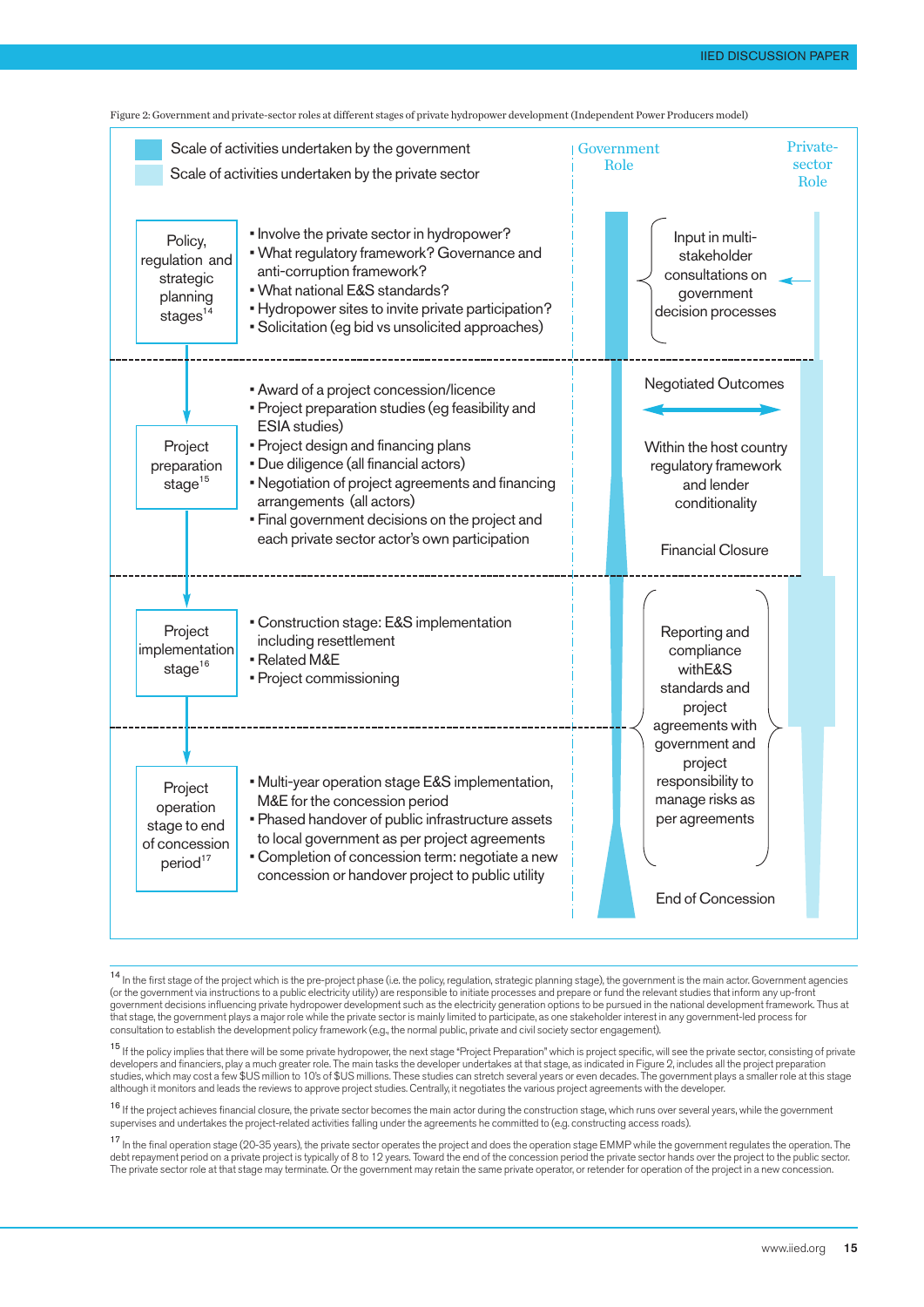Figure 2: Government and private-sector roles at different stages of private hydropower development (Independent Power Producers model)

Scale of activities undertaken by the government

Scale of activities undertaken by the private sector

| Stage | Activities | Government Role / Private-sector Role |
|---|---|---|
| Policy, regulation and strategic planning stages[14] | ▪ Involve the private sector in hydropower?<br>▪ What regulatory framework? Governance and anti-corruption framework?<br>▪ What national E&S standards?<br>▪ Hydropower sites to invite private participation?<br>▪ Solicitation (eg bid vs unsolicited approaches) | Input in multi-stakeholder consultations on government decision processes |
| Project preparation stage[15] | ▪ Award of a project concession/licence<br>▪ Project preparation studies (eg feasibility and ESIA studies)<br>▪ Project design and financing plans<br>▪ Due diligence (all financial actors)<br>▪ Negotiation of project agreements and financing arrangements (all actors)<br>▪ Final government decisions on the project and each private sector actor's own participation | Negotiated Outcomes<br>Within the host country regulatory framework and lender conditionality<br>Financial Closure |
| Project implementation stage[16] | ▪ Construction stage: E&S implementation including resettlement<br>▪ Related M&E<br>▪ Project commissioning | Reporting and compliance withE&S standards and project agreements with government and project responsibility to manage risks as per agreements |
| Project operation stage to end of concession period[17] | ▪ Multi-year operation stage E&S implementation, M&E for the concession period<br>▪ Phased handover of public infrastructure assets to local government as per project agreements<br>▪ Completion of concession term: negotiate a new concession or handover project to public utility | End of Concession |

[14] In the first stage of the project which is the pre-project phase (i.e. the policy, regulation, strategic planning stage), the government is the main actor. Government agencies (or the government via instructions to a public electricity utility) are responsible to initiate processes and prepare or fund the relevant studies that inform any up-front government decisions influencing private hydropower development such as the electricity generation options to be pursued in the national development framework. Thus at that stage, the government plays a major role while the private sector is mainly limited to participate, as one stakeholder interest in any government-led process for consultation to establish the development policy framework (e.g., the normal public, private and civil society sector engagement).

[15] If the policy implies that there will be some private hydropower, the next stage "Project Preparation" which is project specific, will see the private sector, consisting of private developers and financiers, play a much greater role. The main tasks the developer undertakes at that stage, as indicated in Figure 2, includes all the project preparation studies, which may cost a few $US million to 10's of $US millions. These studies can stretch several years or even decades. The government plays a smaller role at this stage although it monitors and leads the reviews to approve project studies. Centrally, it negotiates the various project agreements with the developer.

[16] If the project achieves financial closure, the private sector becomes the main actor during the construction stage, which runs over several years, while the government supervises and undertakes the project-related activities falling under the agreements he committed to (e.g. constructing access roads).

[17] In the final operation stage (20-35 years), the private sector operates the project and does the operation stage EMMP while the government regulates the operation. The debt repayment period on a private project is typically of 8 to 12 years. Toward the end of the concession period the private sector hands over the project to the public sector. The private sector role at that stage may terminate. Or the government may retain the same private operator, or retender for operation of the project in a new concession.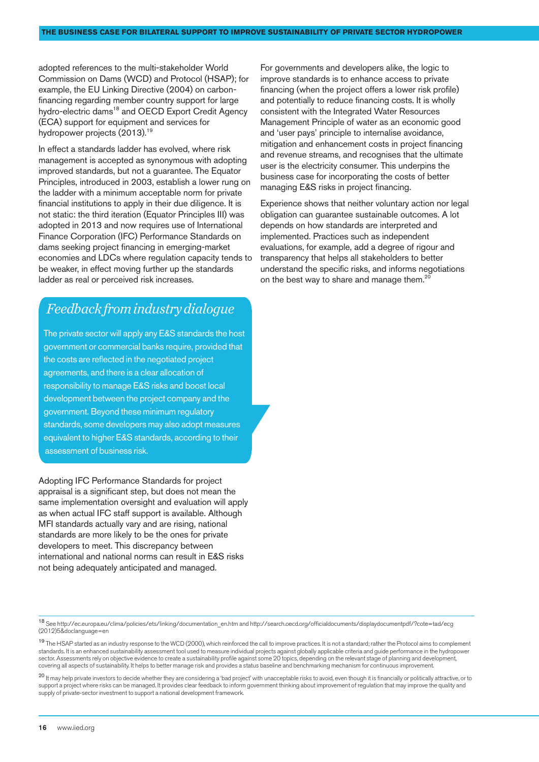adopted references to the multi-stakeholder World Commission on Dams (WCD) and Protocol (HSAP); for example, the EU Linking Directive (2004) on carbon-financing regarding member country support for large hydro-electric dams[18] and OECD Export Credit Agency (ECA) support for equipment and services for hydropower projects (2013).[19]

In effect a standards ladder has evolved, where risk management is accepted as synonymous with adopting improved standards, but not a guarantee. The Equator Principles, introduced in 2003, establish a lower rung on the ladder with a minimum acceptable norm for private financial institutions to apply in their due diligence. It is not static: the third iteration (Equator Principles III) was adopted in 2013 and now requires use of International Finance Corporation (IFC) Performance Standards on dams seeking project financing in emerging-market economies and LDCs where regulation capacity tends to be weaker, in effect moving further up the standards ladder as real or perceived risk increases.

### *Feedback from industry dialogue*

The private sector will apply any E&S standards the host government or commercial banks require, provided that the costs are reflected in the negotiated project agreements, and there is a clear allocation of responsibility to manage E&S risks and boost local development between the project company and the government. Beyond these minimum regulatory standards, some developers may also adopt measures equivalent to higher E&S standards, according to their assessment of business risk.

Adopting IFC Performance Standards for project appraisal is a significant step, but does not mean the same implementation oversight and evaluation will apply as when actual IFC staff support is available. Although MFI standards actually vary and are rising, national standards are more likely to be the ones for private developers to meet. This discrepancy between international and national norms can result in E&S risks not being adequately anticipated and managed.

For governments and developers alike, the logic to improve standards is to enhance access to private financing (when the project offers a lower risk profile) and potentially to reduce financing costs. It is wholly consistent with the Integrated Water Resources Management Principle of water as an economic good and 'user pays' principle to internalise avoidance, mitigation and enhancement costs in project financing and revenue streams, and recognises that the ultimate user is the electricity consumer. This underpins the business case for incorporating the costs of better managing E&S risks in project financing.

Experience shows that neither voluntary action nor legal obligation can guarantee sustainable outcomes. A lot depends on how standards are interpreted and implemented. Practices such as independent evaluations, for example, add a degree of rigour and transparency that helps all stakeholders to better understand the specific risks, and informs negotiations on the best way to share and manage them.[20]

---

[18] See http://ec.europa.eu/clima/policies/ets/linking/documentation_en.htm and http://search.oecd.org/officialdocuments/displaydocumentpdf/?cote=tad/ecg(2012)5&doclanguage=en

[19] The HSAP started as an industry response to the WCD (2000), which reinforced the call to improve practices. It is not a standard; rather the Protocol aims to complement standards. It is an enhanced sustainability assessment tool used to measure individual projects against globally applicable criteria and guide performance in the hydropower sector. Assessments rely on objective evidence to create a sustainability profile against some 20 topics, depending on the relevant stage of planning and development, covering all aspects of sustainability. It helps to better manage risk and provides a status baseline and benchmarking mechanism for continuous improvement.

[20] It may help private investors to decide whether they are considering a 'bad project' with unacceptable risks to avoid, even though it is financially or politically attractive, or to support a project where risks can be managed. It provides clear feedback to inform government thinking about improvement of regulation that may improve the quality and supply of private-sector investment to support a national development framework.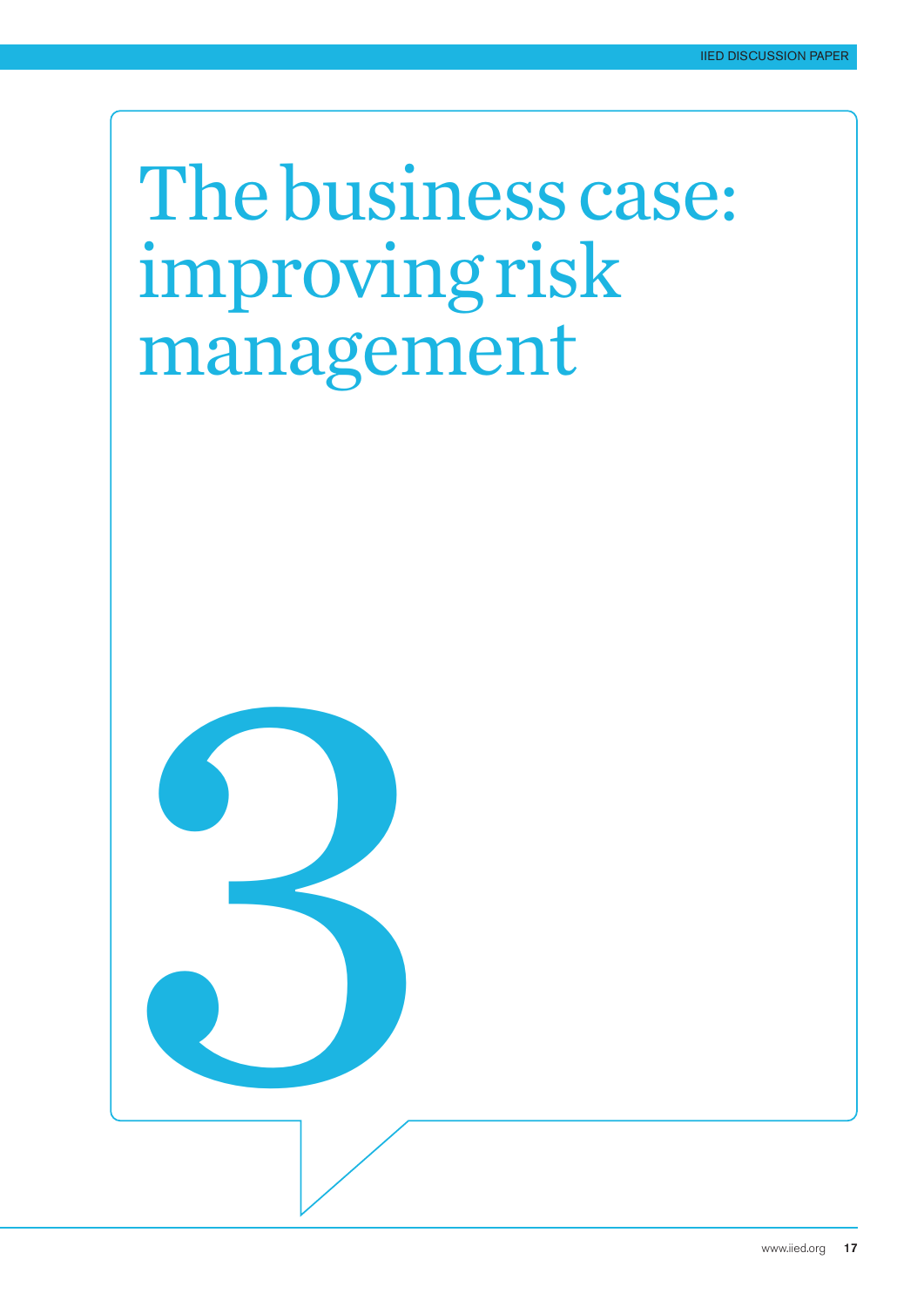# 3 The business case: improving risk management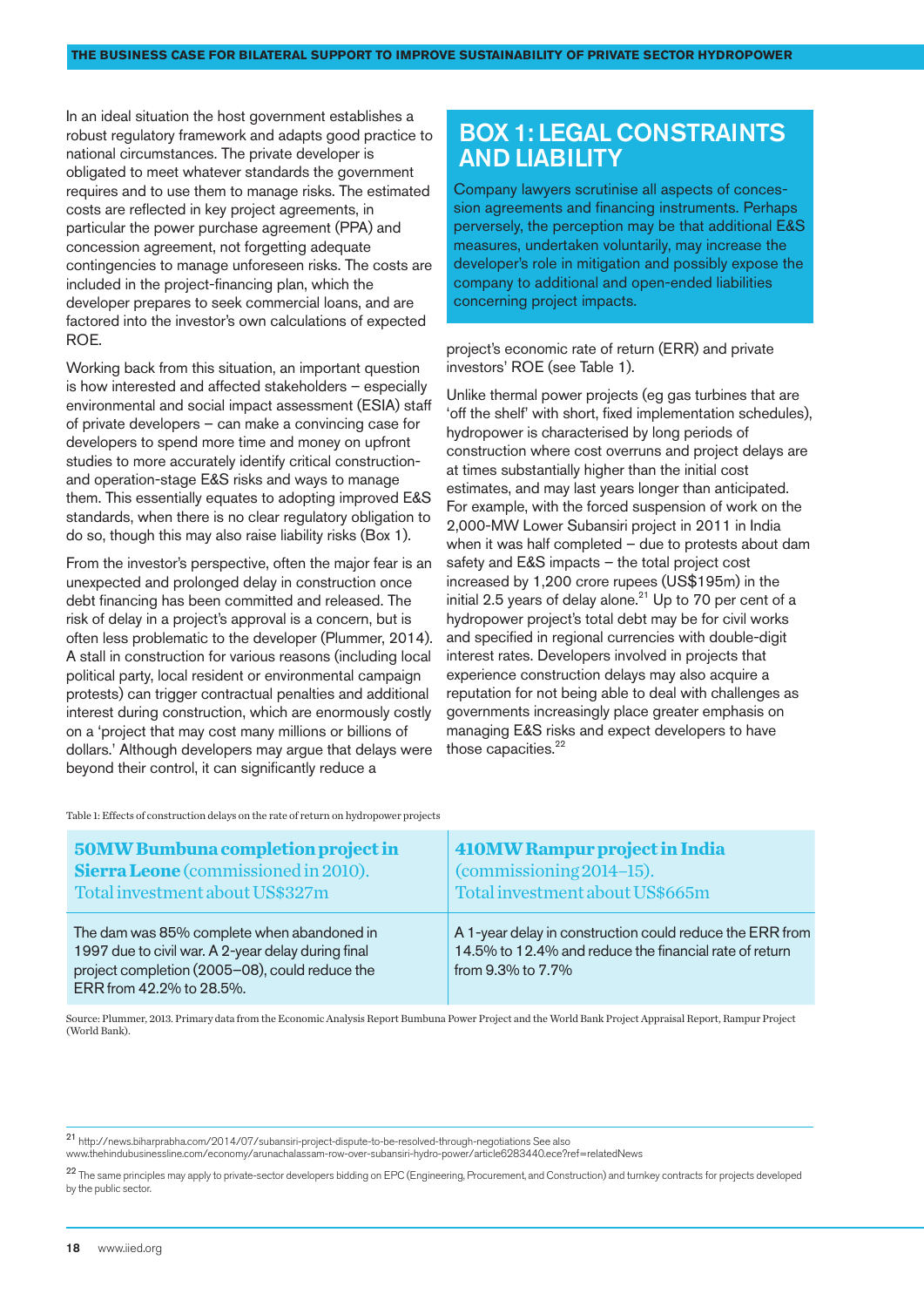In an ideal situation the host government establishes a robust regulatory framework and adapts good practice to national circumstances. The private developer is obligated to meet whatever standards the government requires and to use them to manage risks. The estimated costs are reflected in key project agreements, in particular the power purchase agreement (PPA) and concession agreement, not forgetting adequate contingencies to manage unforeseen risks. The costs are included in the project-financing plan, which the developer prepares to seek commercial loans, and are factored into the investor's own calculations of expected ROE.

Working back from this situation, an important question is how interested and affected stakeholders – especially environmental and social impact assessment (ESIA) staff of private developers – can make a convincing case for developers to spend more time and money on upfront studies to more accurately identify critical construction- and operation-stage E&S risks and ways to manage them. This essentially equates to adopting improved E&S standards, when there is no clear regulatory obligation to do so, though this may also raise liability risks (Box 1).

From the investor's perspective, often the major fear is an unexpected and prolonged delay in construction once debt financing has been committed and released. The risk of delay in a project's approval is a concern, but is often less problematic to the developer (Plummer, 2014). A stall in construction for various reasons (including local political party, local resident or environmental campaign protests) can trigger contractual penalties and additional interest during construction, which are enormously costly on a 'project that may cost many millions or billions of dollars.' Although developers may argue that delays were beyond their control, it can significantly reduce a project's economic rate of return (ERR) and private investors' ROE (see Table 1).

## BOX 1: LEGAL CONSTRAINTS AND LIABILITY

Company lawyers scrutinise all aspects of concession agreements and financing instruments. Perhaps perversely, the perception may be that additional E&S measures, undertaken voluntarily, may increase the developer's role in mitigation and possibly expose the company to additional and open-ended liabilities concerning project impacts.

Unlike thermal power projects (eg gas turbines that are 'off the shelf' with short, fixed implementation schedules), hydropower is characterised by long periods of construction where cost overruns and project delays are at times substantially higher than the initial cost estimates, and may last years longer than anticipated. For example, with the forced suspension of work on the 2,000-MW Lower Subansiri project in 2011 in India when it was half completed – due to protests about dam safety and E&S impacts – the total project cost increased by 1,200 crore rupees (US$195m) in the initial 2.5 years of delay alone.[21] Up to 70 per cent of a hydropower project's total debt may be for civil works and specified in regional currencies with double-digit interest rates. Developers involved in projects that experience construction delays may also acquire a reputation for not being able to deal with challenges as governments increasingly place greater emphasis on managing E&S risks and expect developers to have those capacities.[22]

Table 1: Effects of construction delays on the rate of return on hydropower projects

| **50MW Bumbuna completion project in Sierra Leone** (commissioned in 2010). Total investment about US$327m | **410MW Rampur project in India** (commissioning 2014–15). Total investment about US$665m |
|---|---|
| The dam was 85% complete when abandoned in 1997 due to civil war. A 2-year delay during final project completion (2005–08), could reduce the ERR from 42.2% to 28.5%. | A 1-year delay in construction could reduce the ERR from 14.5% to 12.4% and reduce the financial rate of return from 9.3% to 7.7% |

Source: Plummer, 2013. Primary data from the Economic Analysis Report Bumbuna Power Project and the World Bank Project Appraisal Report, Rampur Project (World Bank).

---

[21] http://news.biharprabha.com/2014/07/subansiri-project-dispute-to-be-resolved-through-negotiations See also www.thehindubusinessline.com/economy/arunachalassam-row-over-subansiri-hydro-power/article6283440.ece?ref=relatedNews

[22] The same principles may apply to private-sector developers bidding on EPC (Engineering, Procurement, and Construction) and turnkey contracts for projects developed by the public sector.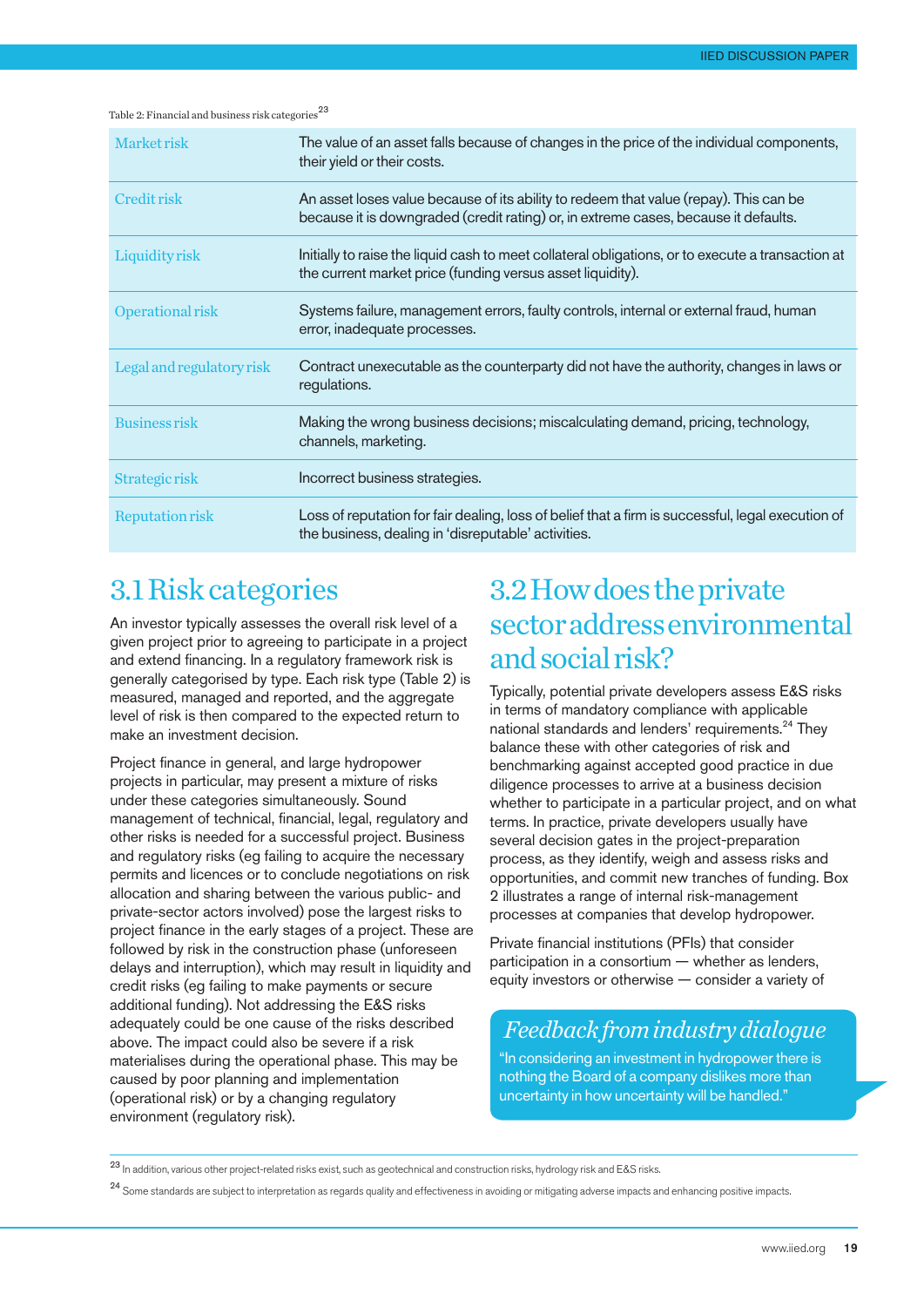Table 2: Financial and business risk categories[23]

| | |
|---|---|
| Market risk | The value of an asset falls because of changes in the price of the individual components, their yield or their costs. |
| Credit risk | An asset loses value because of its ability to redeem that value (repay). This can be because it is downgraded (credit rating) or, in extreme cases, because it defaults. |
| Liquidity risk | Initially to raise the liquid cash to meet collateral obligations, or to execute a transaction at the current market price (funding versus asset liquidity). |
| Operational risk | Systems failure, management errors, faulty controls, internal or external fraud, human error, inadequate processes. |
| Legal and regulatory risk | Contract unexecutable as the counterparty did not have the authority, changes in laws or regulations. |
| Business risk | Making the wrong business decisions; miscalculating demand, pricing, technology, channels, marketing. |
| Strategic risk | Incorrect business strategies. |
| Reputation risk | Loss of reputation for fair dealing, loss of belief that a firm is successful, legal execution of the business, dealing in 'disreputable' activities. |

## 3.1 Risk categories

An investor typically assesses the overall risk level of a given project prior to agreeing to participate in a project and extend financing. In a regulatory framework risk is generally categorised by type. Each risk type (Table 2) is measured, managed and reported, and the aggregate level of risk is then compared to the expected return to make an investment decision.

Project finance in general, and large hydropower projects in particular, may present a mixture of risks under these categories simultaneously. Sound management of technical, financial, legal, regulatory and other risks is needed for a successful project. Business and regulatory risks (eg failing to acquire the necessary permits and licences or to conclude negotiations on risk allocation and sharing between the various public- and private-sector actors involved) pose the largest risks to project finance in the early stages of a project. These are followed by risk in the construction phase (unforeseen delays and interruption), which may result in liquidity and credit risks (eg failing to make payments or secure additional funding). Not addressing the E&S risks adequately could be one cause of the risks described above. The impact could also be severe if a risk materialises during the operational phase. This may be caused by poor planning and implementation (operational risk) or by a changing regulatory environment (regulatory risk).

## 3.2 How does the private sector address environmental and social risk?

Typically, potential private developers assess E&S risks in terms of mandatory compliance with applicable national standards and lenders' requirements.[24] They balance these with other categories of risk and benchmarking against accepted good practice in due diligence processes to arrive at a business decision whether to participate in a particular project, and on what terms. In practice, private developers usually have several decision gates in the project-preparation process, as they identify, weigh and assess risks and opportunities, and commit new tranches of funding. Box 2 illustrates a range of internal risk-management processes at companies that develop hydropower.

Private financial institutions (PFIs) that consider participation in a consortium — whether as lenders, equity investors or otherwise — consider a variety of

> *Feedback from industry dialogue*
>
> "In considering an investment in hydropower there is nothing the Board of a company dislikes more than uncertainty in how uncertainty will be handled."

[23] In addition, various other project-related risks exist, such as geotechnical and construction risks, hydrology risk and E&S risks.

[24] Some standards are subject to interpretation as regards quality and effectiveness in avoiding or mitigating adverse impacts and enhancing positive impacts.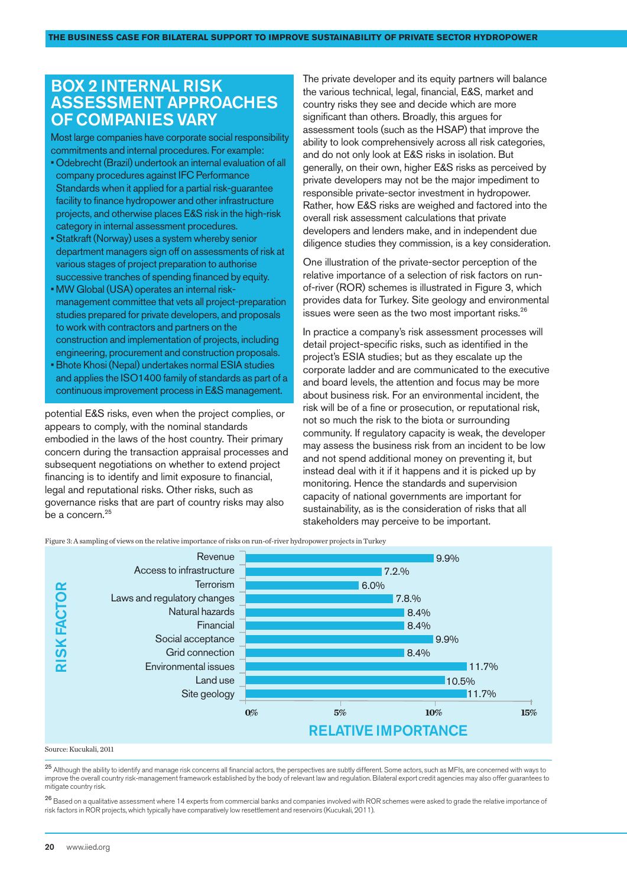## BOX 2 INTERNAL RISK ASSESSMENT APPROACHES OF COMPANIES VARY

Most large companies have corporate social responsibility commitments and internal procedures. For example:

- Odebrecht (Brazil) undertook an internal evaluation of all company procedures against IFC Performance Standards when it applied for a partial risk-guarantee facility to finance hydropower and other infrastructure projects, and otherwise places E&S risk in the high-risk category in internal assessment procedures.
- Statkraft (Norway) uses a system whereby senior department managers sign off on assessments of risk at various stages of project preparation to authorise successive tranches of spending financed by equity.
- MW Global (USA) operates an internal risk-management committee that vets all project-preparation studies prepared for private developers, and proposals to work with contractors and partners on the construction and implementation of projects, including engineering, procurement and construction proposals.
- Bhote Khosi (Nepal) undertakes normal ESIA studies and applies the ISO1400 family of standards as part of a continuous improvement process in E&S management.

potential E&S risks, even when the project complies, or appears to comply, with the nominal standards embodied in the laws of the host country. Their primary concern during the transaction appraisal processes and subsequent negotiations on whether to extend project financing is to identify and limit exposure to financial, legal and reputational risks. Other risks, such as governance risks that are part of country risks may also be a concern.[25]

The private developer and its equity partners will balance the various technical, legal, financial, E&S, market and country risks they see and decide which are more significant than others. Broadly, this argues for assessment tools (such as the HSAP) that improve the ability to look comprehensively across all risk categories, and do not only look at E&S risks in isolation. But generally, on their own, higher E&S risks as perceived by private developers may not be the major impediment to responsible private-sector investment in hydropower. Rather, how E&S risks are weighed and factored into the overall risk assessment calculations that private developers and lenders make, and in independent due diligence studies they commission, is a key consideration.

One illustration of the private-sector perception of the relative importance of a selection of risk factors on run-of-river (ROR) schemes is illustrated in Figure 3, which provides data for Turkey. Site geology and environmental issues were seen as the two most important risks.[26]

In practice a company's risk assessment processes will detail project-specific risks, such as identified in the project's ESIA studies; but as they escalate up the corporate ladder and are communicated to the executive and board levels, the attention and focus may be more about business risk. For an environmental incident, the risk will be of a fine or prosecution, or reputational risk, not so much the risk to the biota or surrounding community. If regulatory capacity is weak, the developer may assess the business risk from an incident to be low and not spend additional money on preventing it, but instead deal with it if it happens and it is picked up by monitoring. Hence the standards and supervision capacity of national governments are important for sustainability, as is the consideration of risks that all stakeholders may perceive to be important.

Figure 3: A sampling of views on the relative importance of risks on run-of-river hydropower projects in Turkey

| Risk factor | Relative importance |
|---|---|
| Revenue | 9.9% |
| Access to infrastructure | 7.2.% |
| Terrorism | 6.0% |
| Laws and regulatory changes | 7.8.% |
| Natural hazards | 8.4% |
| Financial | 8.4% |
| Social acceptance | 9.9% |
| Grid connection | 8.4% |
| Environmental issues | 11.7% |
| Land use | 10.5% |
| Site geology | 11.7% |

Source: Kucukali, 2011

[25] Although the ability to identify and manage risk concerns all financial actors, the perspectives are subtly different. Some actors, such as MFIs, are concerned with ways to improve the overall country risk-management framework established by the body of relevant law and regulation. Bilateral export credit agencies may also offer guarantees to mitigate country risk.

[26] Based on a qualitative assessment where 14 experts from commercial banks and companies involved with ROR schemes were asked to grade the relative importance of risk factors in ROR projects, which typically have comparatively low resettlement and reservoirs (Kucukali, 2011).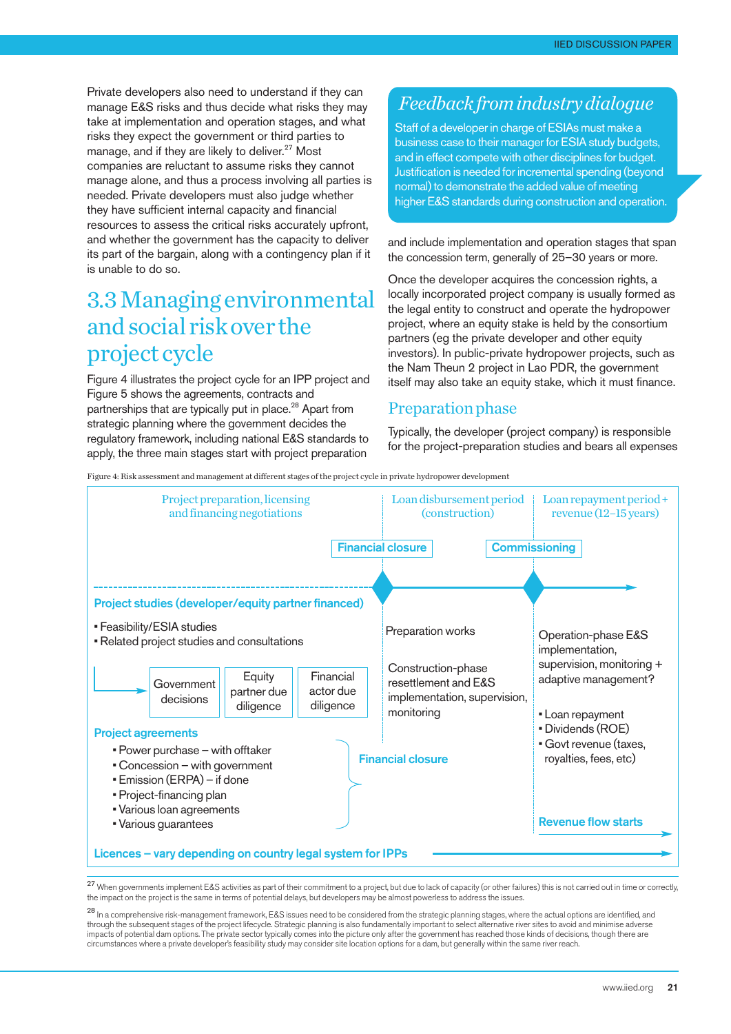Private developers also need to understand if they can manage E&S risks and thus decide what risks they may take at implementation and operation stages, and what risks they expect the government or third parties to manage, and if they are likely to deliver.[27] Most companies are reluctant to assume risks they cannot manage alone, and thus a process involving all parties is needed. Private developers must also judge whether they have sufficient internal capacity and financial resources to assess the critical risks accurately upfront, and whether the government has the capacity to deliver its part of the bargain, along with a contingency plan if it is unable to do so.

## 3.3 Managing environmental and social risk over the project cycle

Figure 4 illustrates the project cycle for an IPP project and Figure 5 shows the agreements, contracts and partnerships that are typically put in place.[28] Apart from strategic planning where the government decides the regulatory framework, including national E&S standards to apply, the three main stages start with project preparation and include implementation and operation stages that span the concession term, generally of 25–30 years or more.

> ### *Feedback from industry dialogue*
>
> Staff of a developer in charge of ESIAs must make a business case to their manager for ESIA study budgets, and in effect compete with other disciplines for budget. Justification is needed for incremental spending (beyond normal) to demonstrate the added value of meeting higher E&S standards during construction and operation.

Once the developer acquires the concession rights, a locally incorporated project company is usually formed as the legal entity to construct and operate the hydropower project, where an equity stake is held by the consortium partners (eg the private developer and other equity investors). In public-private hydropower projects, such as the Nam Theun 2 project in Lao PDR, the government itself may also take an equity stake, which it must finance.

### Preparation phase

Typically, the developer (project company) is responsible for the project-preparation studies and bears all expenses

Figure 4: Risk assessment and management at different stages of the project cycle in private hydropower development

| Project preparation, licensing and financing negotiations | Loan disbursement period (construction) | Loan repayment period + revenue (12–15 years) |
|---|---|---|
| | **Financial closure** | **Commissioning** |
| **Project studies (developer/equity partner financed)**<br>• Feasibility/ESIA studies<br>• Related project studies and consultations<br>→ Government decisions → Equity partner due diligence → Financial actor due diligence | Preparation works<br><br>Construction-phase resettlement and E&S implementation, supervision, monitoring | Operation-phase E&S implementation, supervision, monitoring + adaptive management?<br><br>• Loan repayment<br>• Dividends (ROE)<br>• Govt revenue (taxes, royalties, fees, etc) |
| **Project agreements**<br>• Power purchase – with offtaker<br>• Concession – with government<br>• Emission (ERPA) – if done<br>• Project-financing plan<br>• Various loan agreements<br>• Various guarantees<br>} **Financial closure** | | **Revenue flow starts** → |
| **Licences – vary depending on country legal system for IPPs** → | | |

[27] When governments implement E&S activities as part of their commitment to a project, but due to lack of capacity (or other failures) this is not carried out in time or correctly, the impact on the project is the same in terms of potential delays, but developers may be almost powerless to address the issues.

[28] In a comprehensive risk-management framework, E&S issues need to be considered from the strategic planning stages, where the actual options are identified, and through the subsequent stages of the project lifecycle. Strategic planning is also fundamentally important to select alternative river sites to avoid and minimise adverse impacts of potential dam options. The private sector typically comes into the picture only after the government has reached those kinds of decisions, though there are circumstances where a private developer's feasibility study may consider site location options for a dam, but generally within the same river reach.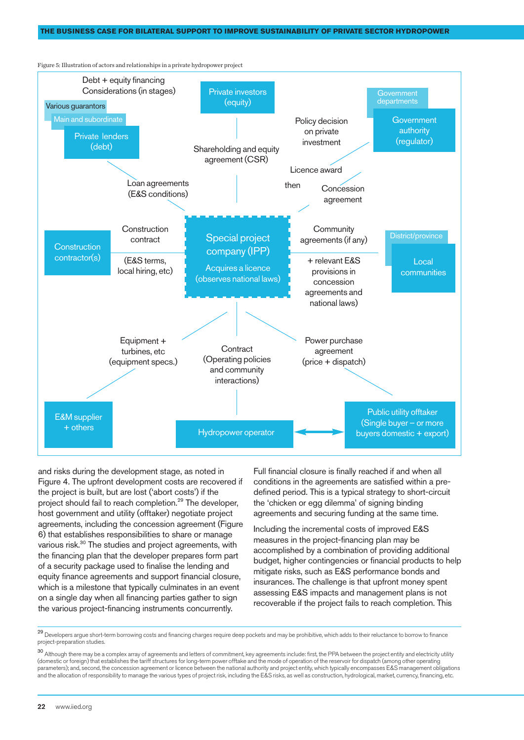Figure 5: Illustration of actors and relationships in a private hydropower project

Debt + equity financing Considerations (in stages)

Various guarantors

Main and subordinate

Private lenders (debt)

Private investors (equity)

Government departments

Government authority (regulator)

Policy decision on private investment

Shareholding and equity agreement (CSR)

Licence award then Concession agreement

Loan agreements (E&S conditions)

Construction contractor(s)

Construction contract (E&S terms, local hiring, etc)

Special project company (IPP) Acquires a licence (observes national laws)

Community agreements (if any) + relevant E&S provisions in concession agreements and national laws)

District/province

Local communities

Equipment + turbines, etc (equipment specs.)

Contract (Operating policies and community interactions)

Power purchase agreement (price + dispatch)

E&M supplier + others

Hydropower operator

Public utility offtaker (Single buyer – or more buyers domestic + export)

and risks during the development stage, as noted in Figure 4. The upfront development costs are recovered if the project is built, but are lost ('abort costs') if the project should fail to reach completion.[29] The developer, host government and utility (offtaker) negotiate project agreements, including the concession agreement (Figure 6) that establishes responsibilities to share or manage various risk.[30] The studies and project agreements, with the financing plan that the developer prepares form part of a security package used to finalise the lending and equity finance agreements and support financial closure, which is a milestone that typically culminates in an event on a single day when all financing parties gather to sign the various project-financing instruments concurrently.

Full financial closure is finally reached if and when all conditions in the agreements are satisfied within a pre-defined period. This is a typical strategy to short-circuit the 'chicken or egg dilemma' of signing binding agreements and securing funding at the same time.

Including the incremental costs of improved E&S measures in the project-financing plan may be accomplished by a combination of providing additional budget, higher contingencies or financial products to help mitigate risks, such as E&S performance bonds and insurances. The challenge is that upfront money spent assessing E&S impacts and management plans is not recoverable if the project fails to reach completion. This

[29] Developers argue short-term borrowing costs and financing charges require deep pockets and may be prohibitive, which adds to their reluctance to borrow to finance project-preparation studies.

[30] Although there may be a complex array of agreements and letters of commitment, key agreements include: first, the PPA between the project entity and electricity utility (domestic or foreign) that establishes the tariff structures for long-term power offtake and the mode of operation of the reservoir for dispatch (among other operating parameters); and, second, the concession agreement or licence between the national authority and project entity, which typically encompasses E&S management obligations and the allocation of responsibility to manage the various types of project risk, including the E&S risks, as well as construction, hydrological, market, currency, financing, etc.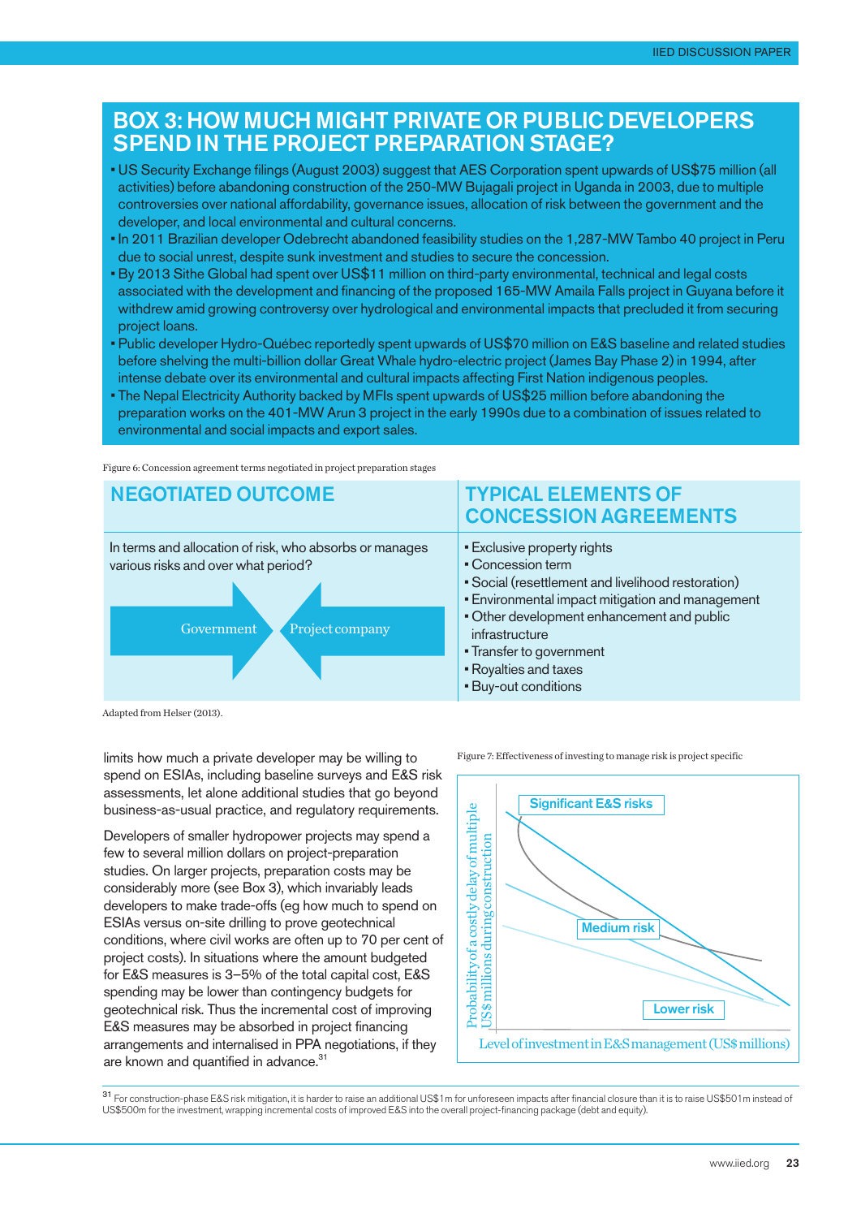## BOX 3: HOW MUCH MIGHT PRIVATE OR PUBLIC DEVELOPERS SPEND IN THE PROJECT PREPARATION STAGE?

- US Security Exchange filings (August 2003) suggest that AES Corporation spent upwards of US$75 million (all activities) before abandoning construction of the 250-MW Bujagali project in Uganda in 2003, due to multiple controversies over national affordability, governance issues, allocation of risk between the government and the developer, and local environmental and cultural concerns.
- In 2011 Brazilian developer Odebrecht abandoned feasibility studies on the 1,287-MW Tambo 40 project in Peru due to social unrest, despite sunk investment and studies to secure the concession.
- By 2013 Sithe Global had spent over US$11 million on third-party environmental, technical and legal costs associated with the development and financing of the proposed 165-MW Amaila Falls project in Guyana before it withdrew amid growing controversy over hydrological and environmental impacts that precluded it from securing project loans.
- Public developer Hydro-Québec reportedly spent upwards of US$70 million on E&S baseline and related studies before shelving the multi-billion dollar Great Whale hydro-electric project (James Bay Phase 2) in 1994, after intense debate over its environmental and cultural impacts affecting First Nation indigenous peoples.
- The Nepal Electricity Authority backed by MFIs spent upwards of US$25 million before abandoning the preparation works on the 401-MW Arun 3 project in the early 1990s due to a combination of issues related to environmental and social impacts and export sales.

Figure 6: Concession agreement terms negotiated in project preparation stages

| NEGOTIATED OUTCOME | TYPICAL ELEMENTS OF CONCESSION AGREEMENTS |
|---|---|
| In terms and allocation of risk, who absorbs or manages various risks and over what period?<br>Government → ← Project company | ▪ Exclusive property rights<br>▪ Concession term<br>▪ Social (resettlement and livelihood restoration)<br>▪ Environmental impact mitigation and management<br>▪ Other development enhancement and public infrastructure<br>▪ Transfer to government<br>▪ Royalties and taxes<br>▪ Buy-out conditions |

Adapted from Helser (2013).

limits how much a private developer may be willing to spend on ESIAs, including baseline surveys and E&S risk assessments, let alone additional studies that go beyond business-as-usual practice, and regulatory requirements.

Developers of smaller hydropower projects may spend a few to several million dollars on project-preparation studies. On larger projects, preparation costs may be considerably more (see Box 3), which invariably leads developers to make trade-offs (eg how much to spend on ESIAs versus on-site drilling to prove geotechnical conditions, where civil works are often up to 70 per cent of project costs). In situations where the amount budgeted for E&S measures is 3–5% of the total capital cost, E&S spending may be lower than contingency budgets for geotechnical risk. Thus the incremental cost of improving E&S measures may be absorbed in project financing arrangements and internalised in PPA negotiations, if they are known and quantified in advance.[31]

Figure 7: Effectiveness of investing to manage risk is project specific

Significant E&S risks
Medium risk
Lower risk
Probability of a costly delay of multiple US$ millions during construction
Level of investment in E&S management (US$ millions)

[31] For construction-phase E&S risk mitigation, it is harder to raise an additional US$1m for unforeseen impacts after financial closure than it is to raise US$501m instead of US$500m for the investment, wrapping incremental costs of improved E&S into the overall project-financing package (debt and equity).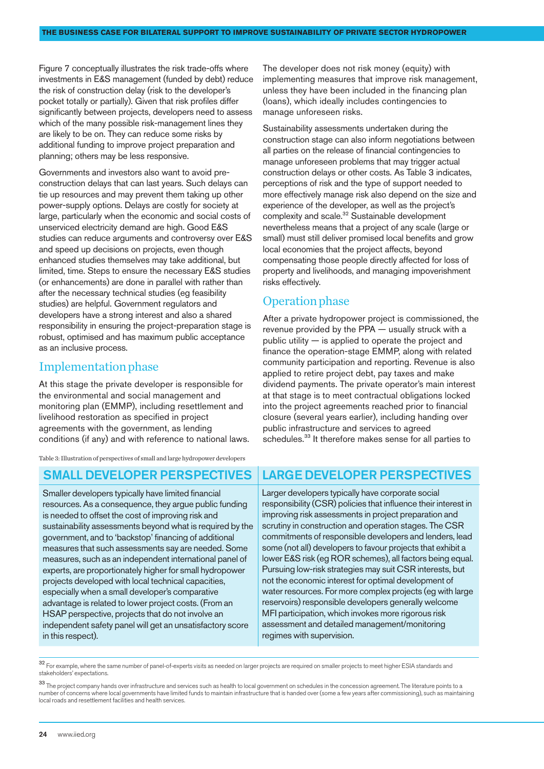Figure 7 conceptually illustrates the risk trade-offs where investments in E&S management (funded by debt) reduce the risk of construction delay (risk to the developer's pocket totally or partially). Given that risk profiles differ significantly between projects, developers need to assess which of the many possible risk-management lines they are likely to be on. They can reduce some risks by additional funding to improve project preparation and planning; others may be less responsive.

Governments and investors also want to avoid pre-construction delays that can last years. Such delays can tie up resources and may prevent them taking up other power-supply options. Delays are costly for society at large, particularly when the economic and social costs of unserviced electricity demand are high. Good E&S studies can reduce arguments and controversy over E&S and speed up decisions on projects, even though enhanced studies themselves may take additional, but limited, time. Steps to ensure the necessary E&S studies (or enhancements) are done in parallel with rather than after the necessary technical studies (eg feasibility studies) are helpful. Government regulators and developers have a strong interest and also a shared responsibility in ensuring the project-preparation stage is robust, optimised and has maximum public acceptance as an inclusive process.

## Implementation phase

At this stage the private developer is responsible for the environmental and social management and monitoring plan (EMMP), including resettlement and livelihood restoration as specified in project agreements with the government, as lending conditions (if any) and with reference to national laws. The developer does not risk money (equity) with implementing measures that improve risk management, unless they have been included in the financing plan (loans), which ideally includes contingencies to manage unforeseen risks.

Sustainability assessments undertaken during the construction stage can also inform negotiations between all parties on the release of financial contingencies to manage unforeseen problems that may trigger actual construction delays or other costs. As Table 3 indicates, perceptions of risk and the type of support needed to more effectively manage risk also depend on the size and experience of the developer, as well as the project's complexity and scale.[32] Sustainable development nevertheless means that a project of any scale (large or small) must still deliver promised local benefits and grow local economies that the project affects, beyond compensating those people directly affected for loss of property and livelihoods, and managing impoverishment risks effectively.

## Operation phase

After a private hydropower project is commissioned, the revenue provided by the PPA — usually struck with a public utility — is applied to operate the project and finance the operation-stage EMMP, along with related community participation and reporting. Revenue is also applied to retire project debt, pay taxes and make dividend payments. The private operator's main interest at that stage is to meet contractual obligations locked into the project agreements reached prior to financial closure (several years earlier), including handing over public infrastructure and services to agreed schedules.[33] It therefore makes sense for all parties to

Table 3: Illustration of perspectives of small and large hydropower developers

| SMALL DEVELOPER PERSPECTIVES | LARGE DEVELOPER PERSPECTIVES |
|---|---|
| Smaller developers typically have limited financial resources. As a consequence, they argue public funding is needed to offset the cost of improving risk and sustainability assessments beyond what is required by the government, and to 'backstop' financing of additional measures that such assessments say are needed. Some measures, such as an independent international panel of experts, are proportionately higher for small hydropower projects developed with local technical capacities, especially when a small developer's comparative advantage is related to lower project costs. (From an HSAP perspective, projects that do not involve an independent safety panel will get an unsatisfactory score in this respect). | Larger developers typically have corporate social responsibility (CSR) policies that influence their interest in improving risk assessments in project preparation and scrutiny in construction and operation stages. The CSR commitments of responsible developers and lenders, lead some (not all) developers to favour projects that exhibit a lower E&S risk (eg ROR schemes), all factors being equal. Pursuing low-risk strategies may suit CSR interests, but not the economic interest for optimal development of water resources. For more complex projects (eg with large reservoirs) responsible developers generally welcome MFI participation, which invokes more rigorous risk assessment and detailed management/monitoring regimes with supervision. |

[32] For example, where the same number of panel-of-experts visits as needed on larger projects are required on smaller projects to meet higher ESIA standards and stakeholders' expectations.

[33] The project company hands over infrastructure and services such as health to local government on schedules in the concession agreement. The literature points to a number of concerns where local governments have limited funds to maintain infrastructure that is handed over (some a few years after commissioning), such as maintaining local roads and resettlement facilities and health services.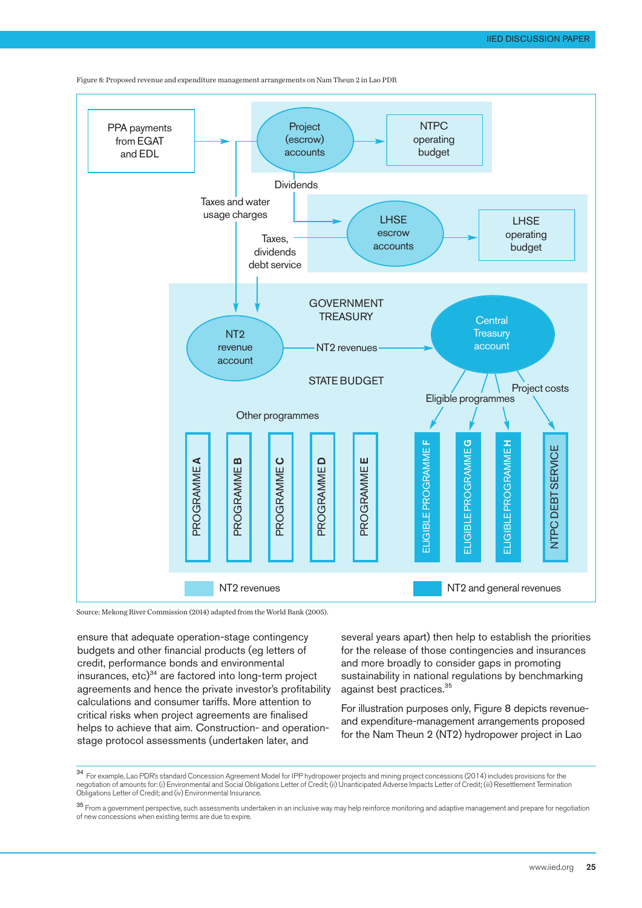Figure 8: Proposed revenue and expenditure management arrangements on Nam Theun 2 in Lao PDR

PPA payments from EGAT and EDL

Project (escrow) accounts

NTPC operating budget

Dividends

Taxes and water usage charges

LHSE escrow accounts

LHSE operating budget

Taxes, dividends debt service

GOVERNMENT TREASURY

NT2 revenue account

NT2 revenues

Central Treasury account

STATE BUDGET

Project costs

Eligible programmes

Other programmes

PROGRAMME A | PROGRAMME B | PROGRAMME C | PROGRAMME D | PROGRAMME E | ELIGIBLE PROGRAMME F | ELIGIBLE PROGRAMME G | ELIGIBLE PROGRAMME H | NTPC DEBT SERVICE

NT2 revenues | NT2 and general revenues

Source: Mekong River Commission (2014) adapted from the World Bank (2005).

ensure that adequate operation-stage contingency budgets and other financial products (eg letters of credit, performance bonds and environmental insurances, etc)[34] are factored into long-term project agreements and hence the private investor's profitability calculations and consumer tariffs. More attention to critical risks when project agreements are finalised helps to achieve that aim. Construction- and operation-stage protocol assessments (undertaken later, and several years apart) then help to establish the priorities for the release of those contingencies and insurances and more broadly to consider gaps in promoting sustainability in national regulations by benchmarking against best practices.[35]

For illustration purposes only, Figure 8 depicts revenue- and expenditure-management arrangements proposed for the Nam Theun 2 (NT2) hydropower project in Lao

[34] For example, Lao PDR's standard Concession Agreement Model for IPP hydropower projects and mining project concessions (2014) includes provisions for the negotiation of amounts for: (i) Environmental and Social Obligations Letter of Credit; (ii) Unanticipated Adverse Impacts Letter of Credit; (iii) Resettlement Termination Obligations Letter of Credit; and (iv) Environmental Insurance.

[35] From a government perspective, such assessments undertaken in an inclusive way may help reinforce monitoring and adaptive management and prepare for negotiation of new concessions when existing terms are due to expire.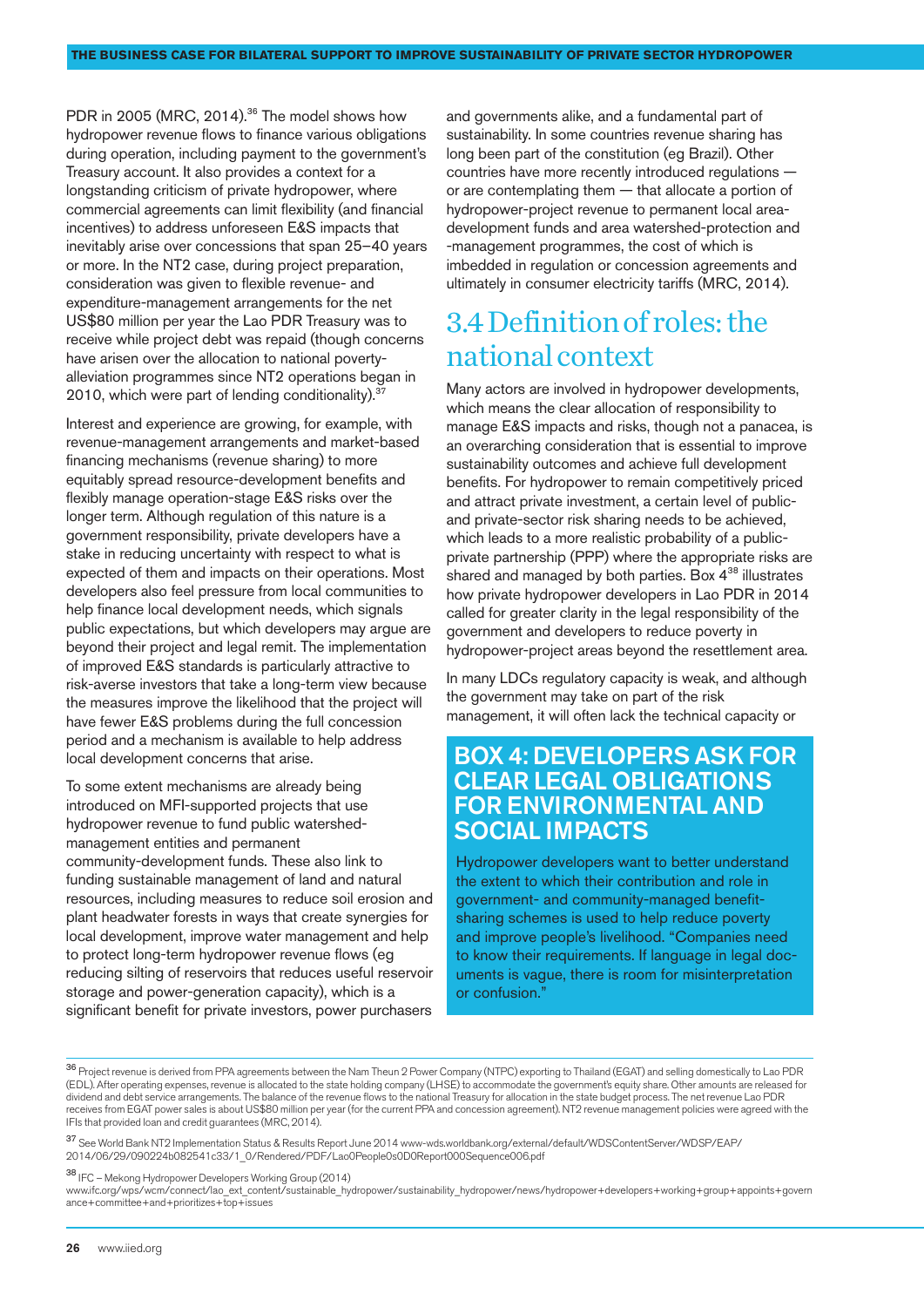PDR in 2005 (MRC, 2014).[36] The model shows how hydropower revenue flows to finance various obligations during operation, including payment to the government's Treasury account. It also provides a context for a longstanding criticism of private hydropower, where commercial agreements can limit flexibility (and financial incentives) to address unforeseen E&S impacts that inevitably arise over concessions that span 25–40 years or more. In the NT2 case, during project preparation, consideration was given to flexible revenue- and expenditure-management arrangements for the net US$80 million per year the Lao PDR Treasury was to receive while project debt was repaid (though concerns have arisen over the allocation to national poverty-alleviation programmes since NT2 operations began in 2010, which were part of lending conditionality).[37]

Interest and experience are growing, for example, with revenue-management arrangements and market-based financing mechanisms (revenue sharing) to more equitably spread resource-development benefits and flexibly manage operation-stage E&S risks over the longer term. Although regulation of this nature is a government responsibility, private developers have a stake in reducing uncertainty with respect to what is expected of them and impacts on their operations. Most developers also feel pressure from local communities to help finance local development needs, which signals public expectations, but which developers may argue are beyond their project and legal remit. The implementation of improved E&S standards is particularly attractive to risk-averse investors that take a long-term view because the measures improve the likelihood that the project will have fewer E&S problems during the full concession period and a mechanism is available to help address local development concerns that arise.

To some extent mechanisms are already being introduced on MFI-supported projects that use hydropower revenue to fund public watershed-management entities and permanent community-development funds. These also link to funding sustainable management of land and natural resources, including measures to reduce soil erosion and plant headwater forests in ways that create synergies for local development, improve water management and help to protect long-term hydropower revenue flows (eg reducing silting of reservoirs that reduces useful reservoir storage and power-generation capacity), which is a significant benefit for private investors, power purchasers and governments alike, and a fundamental part of sustainability. In some countries revenue sharing has long been part of the constitution (eg Brazil). Other countries have more recently introduced regulations — or are contemplating them — that allocate a portion of hydropower-project revenue to permanent local area-development funds and area watershed-protection and -management programmes, the cost of which is imbedded in regulation or concession agreements and ultimately in consumer electricity tariffs (MRC, 2014).

## 3.4 Definition of roles: the national context

Many actors are involved in hydropower developments, which means the clear allocation of responsibility to manage E&S impacts and risks, though not a panacea, is an overarching consideration that is essential to improve sustainability outcomes and achieve full development benefits. For hydropower to remain competitively priced and attract private investment, a certain level of public- and private-sector risk sharing needs to be achieved, which leads to a more realistic probability of a public-private partnership (PPP) where the appropriate risks are shared and managed by both parties. Box 4[38] illustrates how private hydropower developers in Lao PDR in 2014 called for greater clarity in the legal responsibility of the government and developers to reduce poverty in hydropower-project areas beyond the resettlement area.

In many LDCs regulatory capacity is weak, and although the government may take on part of the risk management, it will often lack the technical capacity or

### BOX 4: DEVELOPERS ASK FOR CLEAR LEGAL OBLIGATIONS FOR ENVIRONMENTAL AND SOCIAL IMPACTS

Hydropower developers want to better understand the extent to which their contribution and role in government- and community-managed benefit-sharing schemes is used to help reduce poverty and improve people's livelihood. "Companies need to know their requirements. If language in legal documents is vague, there is room for misinterpretation or confusion."

---

[36] Project revenue is derived from PPA agreements between the Nam Theun 2 Power Company (NTPC) exporting to Thailand (EGAT) and selling domestically to Lao PDR (EDL). After operating expenses, revenue is allocated to the state holding company (LHSE) to accommodate the government's equity share. Other amounts are released for dividend and debt service arrangements. The balance of the revenue flows to the national Treasury for allocation in the state budget process. The net revenue Lao PDR receives from EGAT power sales is about US$80 million per year (for the current PPA and concession agreement). NT2 revenue management policies were agreed with the IFIs that provided loan and credit guarantees (MRC, 2014).

[37] See World Bank NT2 Implementation Status & Results Report June 2014 www-wds.worldbank.org/external/default/WDSContentServer/WDSP/EAP/2014/06/29/090224b082541c33/1_0/Rendered/PDF/Lao0People0s0D0Report000Sequence006.pdf

[38] IFC – Mekong Hydropower Developers Working Group (2014) www.ifc.org/wps/wcm/connect/lao_ext_content/sustainable_hydropower/sustainability_hydropower/news/hydropower+developers+working+group+appoints+governance+committee+and+prioritizes+top+issues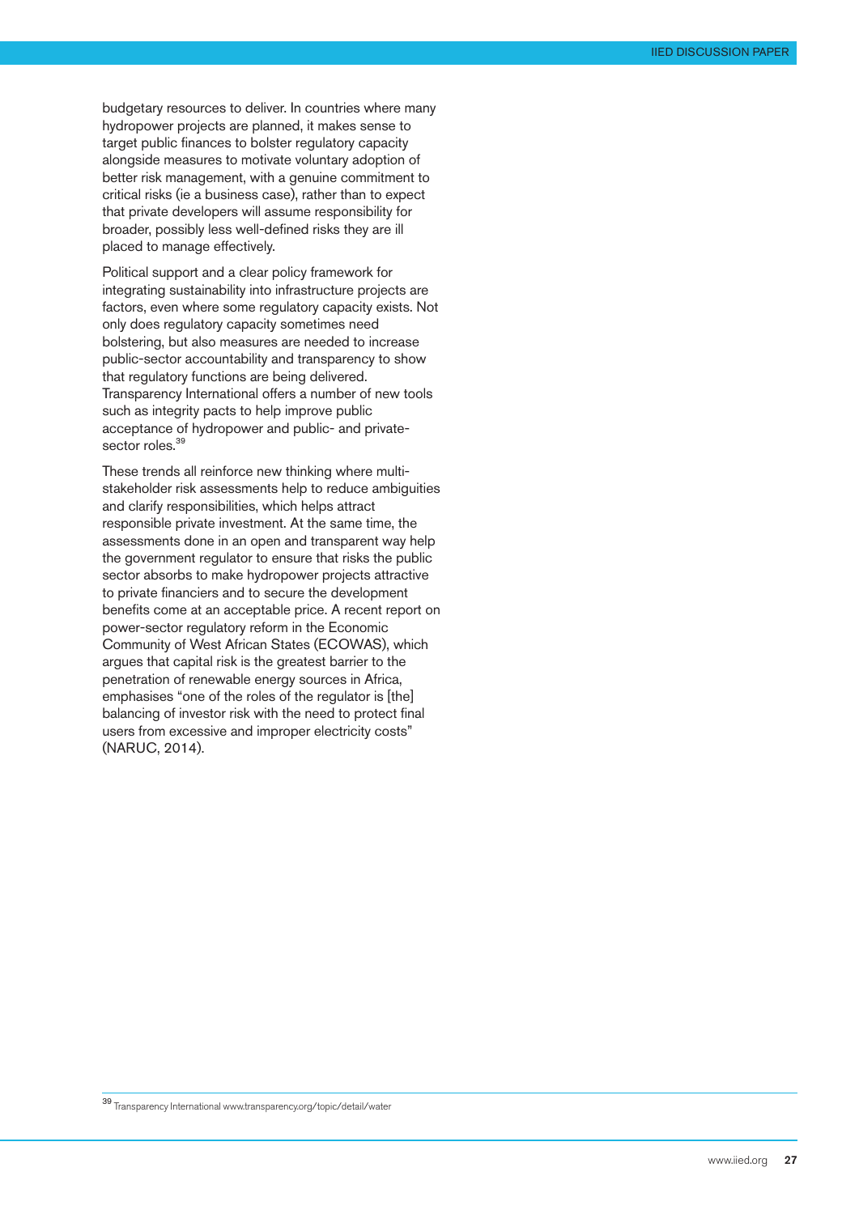budgetary resources to deliver. In countries where many hydropower projects are planned, it makes sense to target public finances to bolster regulatory capacity alongside measures to motivate voluntary adoption of better risk management, with a genuine commitment to critical risks (ie a business case), rather than to expect that private developers will assume responsibility for broader, possibly less well-defined risks they are ill placed to manage effectively.

Political support and a clear policy framework for integrating sustainability into infrastructure projects are factors, even where some regulatory capacity exists. Not only does regulatory capacity sometimes need bolstering, but also measures are needed to increase public-sector accountability and transparency to show that regulatory functions are being delivered. Transparency International offers a number of new tools such as integrity pacts to help improve public acceptance of hydropower and public- and private-sector roles.[39]

These trends all reinforce new thinking where multi-stakeholder risk assessments help to reduce ambiguities and clarify responsibilities, which helps attract responsible private investment. At the same time, the assessments done in an open and transparent way help the government regulator to ensure that risks the public sector absorbs to make hydropower projects attractive to private financiers and to secure the development benefits come at an acceptable price. A recent report on power-sector regulatory reform in the Economic Community of West African States (ECOWAS), which argues that capital risk is the greatest barrier to the penetration of renewable energy sources in Africa, emphasises "one of the roles of the regulator is [the] balancing of investor risk with the need to protect final users from excessive and improper electricity costs" (NARUC, 2014).

[39] Transparency International www.transparency.org/topic/detail/water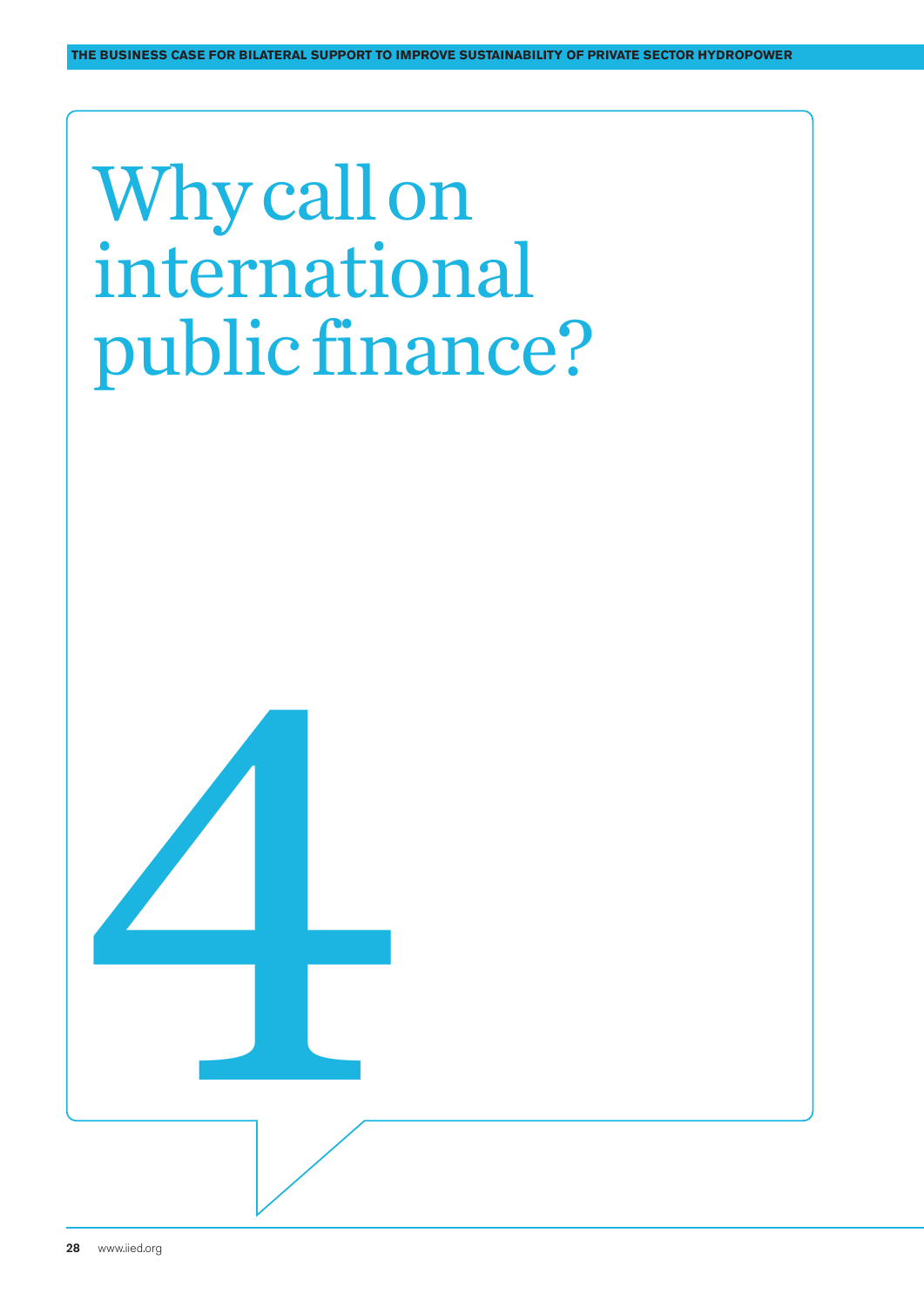# Why call on international public finance?

# 4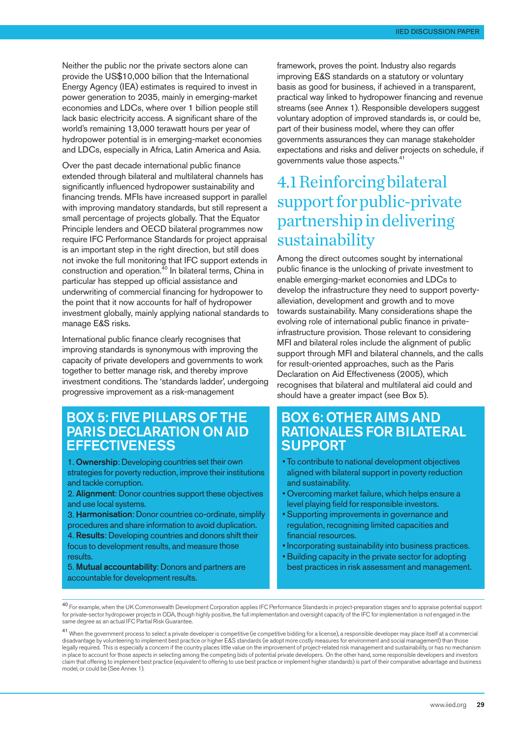Neither the public nor the private sectors alone can provide the US$10,000 billion that the International Energy Agency (IEA) estimates is required to invest in power generation to 2035, mainly in emerging-market economies and LDCs, where over 1 billion people still lack basic electricity access. A significant share of the world's remaining 13,000 terawatt hours per year of hydropower potential is in emerging-market economies and LDCs, especially in Africa, Latin America and Asia.

Over the past decade international public finance extended through bilateral and multilateral channels has significantly influenced hydropower sustainability and financing trends. MFIs have increased support in parallel with improving mandatory standards, but still represent a small percentage of projects globally. That the Equator Principle lenders and OECD bilateral programmes now require IFC Performance Standards for project appraisal is an important step in the right direction, but still does not invoke the full monitoring that IFC support extends in construction and operation.[40] In bilateral terms, China in particular has stepped up official assistance and underwriting of commercial financing for hydropower to the point that it now accounts for half of hydropower investment globally, mainly applying national standards to manage E&S risks.

International public finance clearly recognises that improving standards is synonymous with improving the capacity of private developers and governments to work together to better manage risk, and thereby improve investment conditions. The 'standards ladder', undergoing progressive improvement as a risk-management framework, proves the point. Industry also regards improving E&S standards on a statutory or voluntary basis as good for business, if achieved in a transparent, practical way linked to hydropower financing and revenue streams (see Annex 1). Responsible developers suggest voluntary adoption of improved standards is, or could be, part of their business model, where they can offer governments assurances they can manage stakeholder expectations and risks and deliver projects on schedule, if governments value those aspects.[41]

## 4.1 Reinforcing bilateral support for public-private partnership in delivering sustainability

Among the direct outcomes sought by international public finance is the unlocking of private investment to enable emerging-market economies and LDCs to develop the infrastructure they need to support poverty-alleviation, development and growth and to move towards sustainability. Many considerations shape the evolving role of international public finance in private-infrastructure provision. Those relevant to considering MFI and bilateral roles include the alignment of public support through MFI and bilateral channels, and the calls for result-oriented approaches, such as the Paris Declaration on Aid Effectiveness (2005), which recognises that bilateral and multilateral aid could and should have a greater impact (see Box 5).

### BOX 5: FIVE PILLARS OF THE PARIS DECLARATION ON AID EFFECTIVENESS

1. **Ownership**: Developing countries set their own strategies for poverty reduction, improve their institutions and tackle corruption.
2. **Alignment**: Donor countries support these objectives and use local systems.
3. **Harmonisation**: Donor countries co-ordinate, simplify procedures and share information to avoid duplication.
4. **Results**: Developing countries and donors shift their focus to development results, and measure those results.
5. **Mutual accountability**: Donors and partners are accountable for development results.

### BOX 6: OTHER AIMS AND RATIONALES FOR BILATERAL SUPPORT

- To contribute to national development objectives aligned with bilateral support in poverty reduction and sustainability.
- Overcoming market failure, which helps ensure a level playing field for responsible investors.
- Supporting improvements in governance and regulation, recognising limited capacities and financial resources.
- Incorporating sustainability into business practices.
- Building capacity in the private sector for adopting best practices in risk assessment and management.

---

[40] For example, when the UK Commonwealth Development Corporation applies IFC Performance Standards in project-preparation stages and to appraise potential support for private-sector hydropower projects in ODA, though highly positive, the full implementation and oversight capacity of the IFC for implementation is not engaged in the same degree as an actual IFC Partial Risk Guarantee.

[41] When the government process to select a private developer is competitive (ie competitive bidding for a license), a responsible developer may place itself at a commercial disadvantage by volunteering to implement best practice or higher E&S standards (ie adopt more costly measures for environment and social management) than those legally required. This is especially a concern if the country places little value on the improvement of project-related risk management and sustainability, or has no mechanism in place to account for those aspects in selecting among the competing bids of potential private developers. On the other hand, some responsible developers and investors claim that offering to implement best practice (equivalent to offering to use best practice or implement higher standards) is part of their comparative advantage and business model, or could be (See Annex 1).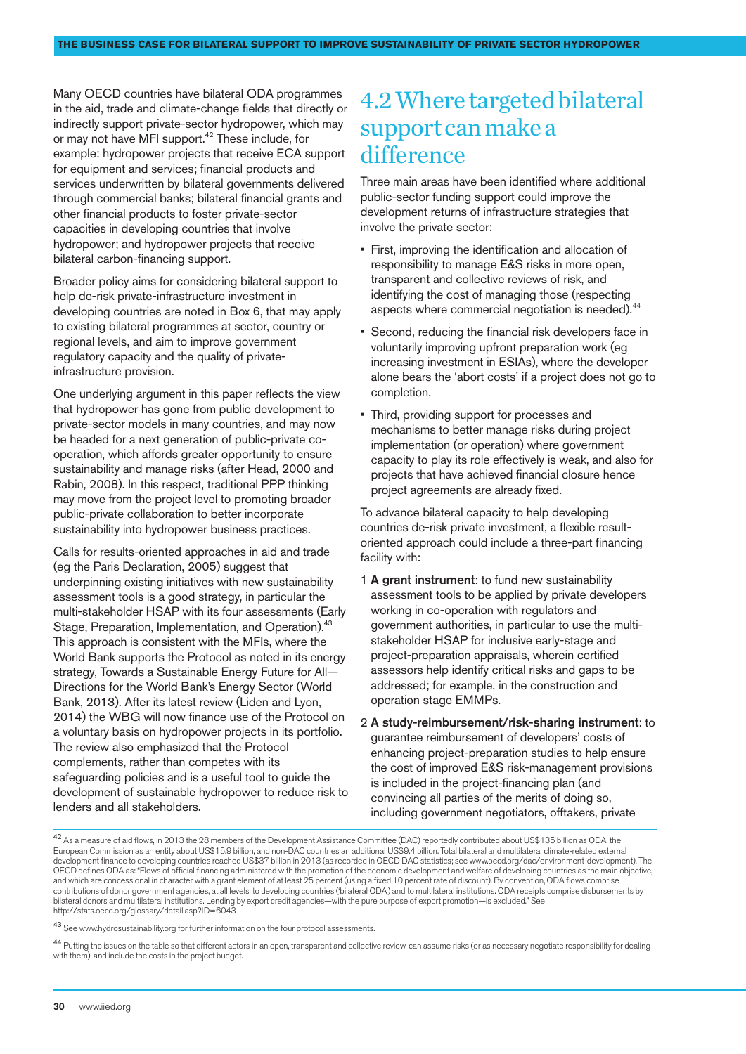Many OECD countries have bilateral ODA programmes in the aid, trade and climate-change fields that directly or indirectly support private-sector hydropower, which may or may not have MFI support.[42] These include, for example: hydropower projects that receive ECA support for equipment and services; financial products and services underwritten by bilateral governments delivered through commercial banks; bilateral financial grants and other financial products to foster private-sector capacities in developing countries that involve hydropower; and hydropower projects that receive bilateral carbon-financing support.

Broader policy aims for considering bilateral support to help de-risk private-infrastructure investment in developing countries are noted in Box 6, that may apply to existing bilateral programmes at sector, country or regional levels, and aim to improve government regulatory capacity and the quality of private-infrastructure provision.

One underlying argument in this paper reflects the view that hydropower has gone from public development to private-sector models in many countries, and may now be headed for a next generation of public-private co-operation, which affords greater opportunity to ensure sustainability and manage risks (after Head, 2000 and Rabin, 2008). In this respect, traditional PPP thinking may move from the project level to promoting broader public-private collaboration to better incorporate sustainability into hydropower business practices.

Calls for results-oriented approaches in aid and trade (eg the Paris Declaration, 2005) suggest that underpinning existing initiatives with new sustainability assessment tools is a good strategy, in particular the multi-stakeholder HSAP with its four assessments (Early Stage, Preparation, Implementation, and Operation).[43] This approach is consistent with the MFIs, where the World Bank supports the Protocol as noted in its energy strategy, Towards a Sustainable Energy Future for All—Directions for the World Bank's Energy Sector (World Bank, 2013). After its latest review (Liden and Lyon, 2014) the WBG will now finance use of the Protocol on a voluntary basis on hydropower projects in its portfolio. The review also emphasized that the Protocol complements, rather than competes with its safeguarding policies and is a useful tool to guide the development of sustainable hydropower to reduce risk to lenders and all stakeholders.

## 4.2 Where targeted bilateral support can make a difference

Three main areas have been identified where additional public-sector funding support could improve the development returns of infrastructure strategies that involve the private sector:

- First, improving the identification and allocation of responsibility to manage E&S risks in more open, transparent and collective reviews of risk, and identifying the cost of managing those (respecting aspects where commercial negotiation is needed).[44]
- Second, reducing the financial risk developers face in voluntarily improving upfront preparation work (eg increasing investment in ESIAs), where the developer alone bears the 'abort costs' if a project does not go to completion.
- Third, providing support for processes and mechanisms to better manage risks during project implementation (or operation) where government capacity to play its role effectively is weak, and also for projects that have achieved financial closure hence project agreements are already fixed.

To advance bilateral capacity to help developing countries de-risk private investment, a flexible result-oriented approach could include a three-part financing facility with:

1. **A grant instrument**: to fund new sustainability assessment tools to be applied by private developers working in co-operation with regulators and government authorities, in particular to use the multi-stakeholder HSAP for inclusive early-stage and project-preparation appraisals, wherein certified assessors help identify critical risks and gaps to be addressed; for example, in the construction and operation stage EMMPs.
2. **A study-reimbursement/risk-sharing instrument**: to guarantee reimbursement of developers' costs of enhancing project-preparation studies to help ensure the cost of improved E&S risk-management provisions is included in the project-financing plan (and convincing all parties of the merits of doing so, including government negotiators, offtakers, private

[42] As a measure of aid flows, in 2013 the 28 members of the Development Assistance Committee (DAC) reportedly contributed about US$135 billion as ODA, the European Commission as an entity about US$15.9 billion, and non-DAC countries an additional US$9.4 billion. Total bilateral and multilateral climate-related external development finance to developing countries reached US$37 billion in 2013 (as recorded in OECD DAC statistics; see www.oecd.org/dac/environment-development). The OECD defines ODA as: "Flows of official financing administered with the promotion of the economic development and welfare of developing countries as the main objective, and which are concessional in character with a grant element of at least 25 percent (using a fixed 10 percent rate of discount). By convention, ODA flows comprise contributions of donor government agencies, at all levels, to developing countries ('bilateral ODA') and to multilateral institutions. ODA receipts comprise disbursements by bilateral donors and multilateral institutions. Lending by export credit agencies—with the pure purpose of export promotion—is excluded." See http://stats.oecd.org/glossary/detail.asp?ID=6043

[43] See www.hydrosustainability.org for further information on the four protocol assessments.

[44] Putting the issues on the table so that different actors in an open, transparent and collective review, can assume risks (or as necessary negotiate responsibility for dealing with them), and include the costs in the project budget.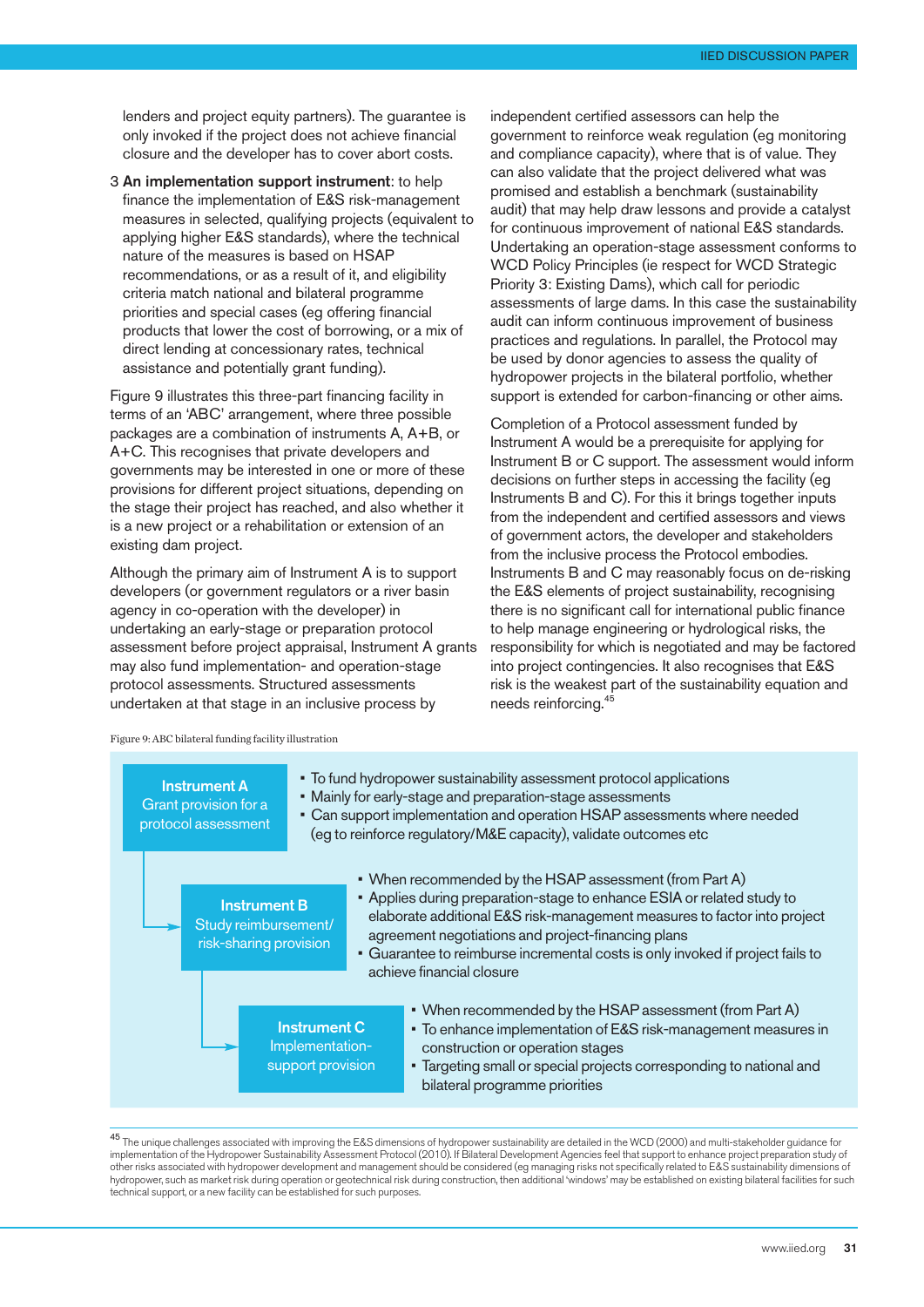lenders and project equity partners). The guarantee is only invoked if the project does not achieve financial closure and the developer has to cover abort costs.

3 **An implementation support instrument**: to help finance the implementation of E&S risk-management measures in selected, qualifying projects (equivalent to applying higher E&S standards), where the technical nature of the measures is based on HSAP recommendations, or as a result of it, and eligibility criteria match national and bilateral programme priorities and special cases (eg offering financial products that lower the cost of borrowing, or a mix of direct lending at concessionary rates, technical assistance and potentially grant funding).

Figure 9 illustrates this three-part financing facility in terms of an 'ABC' arrangement, where three possible packages are a combination of instruments A, A+B, or A+C. This recognises that private developers and governments may be interested in one or more of these provisions for different project situations, depending on the stage their project has reached, and also whether it is a new project or a rehabilitation or extension of an existing dam project.

Although the primary aim of Instrument A is to support developers (or government regulators or a river basin agency in co-operation with the developer) in undertaking an early-stage or preparation protocol assessment before project appraisal, Instrument A grants may also fund implementation- and operation-stage protocol assessments. Structured assessments undertaken at that stage in an inclusive process by independent certified assessors can help the government to reinforce weak regulation (eg monitoring and compliance capacity), where that is of value. They can also validate that the project delivered what was promised and establish a benchmark (sustainability audit) that may help draw lessons and provide a catalyst for continuous improvement of national E&S standards. Undertaking an operation-stage assessment conforms to WCD Policy Principles (ie respect for WCD Strategic Priority 3: Existing Dams), which call for periodic assessments of large dams. In this case the sustainability audit can inform continuous improvement of business practices and regulations. In parallel, the Protocol may be used by donor agencies to assess the quality of hydropower projects in the bilateral portfolio, whether support is extended for carbon-financing or other aims.

Completion of a Protocol assessment funded by Instrument A would be a prerequisite for applying for Instrument B or C support. The assessment would inform decisions on further steps in accessing the facility (eg Instruments B and C). For this it brings together inputs from the independent and certified assessors and views of government actors, the developer and stakeholders from the inclusive process the Protocol embodies. Instruments B and C may reasonably focus on de-risking the E&S elements of project sustainability, recognising there is no significant call for international public finance to help manage engineering or hydrological risks, the responsibility for which is negotiated and may be factored into project contingencies. It also recognises that E&S risk is the weakest part of the sustainability equation and needs reinforcing.[45]

Figure 9: ABC bilateral funding facility illustration

**Instrument A**
Grant provision for a protocol assessment

- To fund hydropower sustainability assessment protocol applications
- Mainly for early-stage and preparation-stage assessments
- Can support implementation and operation HSAP assessments where needed (eg to reinforce regulatory/M&E capacity), validate outcomes etc

**Instrument B**
Study reimbursement/ risk-sharing provision

- When recommended by the HSAP assessment (from Part A)
- Applies during preparation-stage to enhance ESIA or related study to elaborate additional E&S risk-management measures to factor into project agreement negotiations and project-financing plans
- Guarantee to reimburse incremental costs is only invoked if project fails to achieve financial closure

**Instrument C**
Implementation-support provision

- When recommended by the HSAP assessment (from Part A)
- To enhance implementation of E&S risk-management measures in construction or operation stages
- Targeting small or special projects corresponding to national and bilateral programme priorities

[45] The unique challenges associated with improving the E&S dimensions of hydropower sustainability are detailed in the WCD (2000) and multi-stakeholder guidance for implementation of the Hydropower Sustainability Assessment Protocol (2010). If Bilateral Development Agencies feel that support to enhance project preparation study of other risks associated with hydropower development and management should be considered (eg managing risks not specifically related to E&S sustainability dimensions of hydropower, such as market risk during operation or geotechnical risk during construction, then additional 'windows' may be established on existing bilateral facilities for such technical support, or a new facility can be established for such purposes.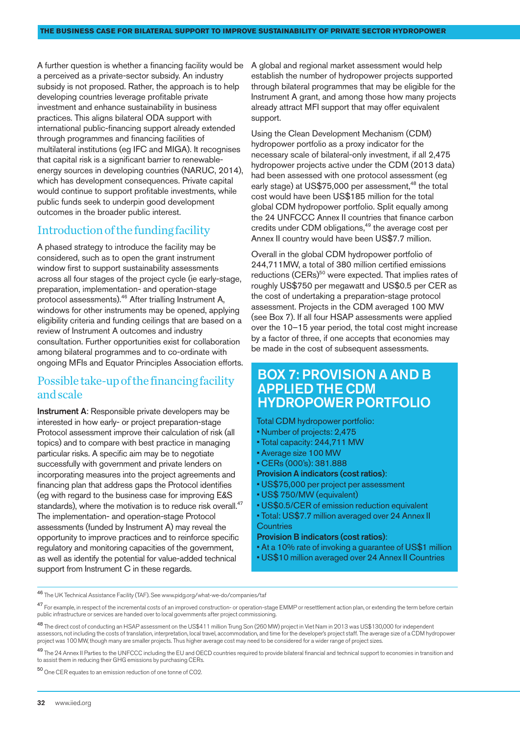A further question is whether a financing facility would be a perceived as a private-sector subsidy. An industry subsidy is not proposed. Rather, the approach is to help developing countries leverage profitable private investment and enhance sustainability in business practices. This aligns bilateral ODA support with international public-financing support already extended through programmes and financing facilities of multilateral institutions (eg IFC and MIGA). It recognises that capital risk is a significant barrier to renewable-energy sources in developing countries (NARUC, 2014), which has development consequences. Private capital would continue to support profitable investments, while public funds seek to underpin good development outcomes in the broader public interest.

## Introduction of the funding facility

A phased strategy to introduce the facility may be considered, such as to open the grant instrument window first to support sustainability assessments across all four stages of the project cycle (ie early-stage, preparation, implementation- and operation-stage protocol assessments).[46] After trialling Instrument A, windows for other instruments may be opened, applying eligibility criteria and funding ceilings that are based on a review of Instrument A outcomes and industry consultation. Further opportunities exist for collaboration among bilateral programmes and to co-ordinate with ongoing MFIs and Equator Principles Association efforts.

## Possible take-up of the financing facility and scale

**Instrument A**: Responsible private developers may be interested in how early- or project preparation-stage Protocol assessment improve their calculation of risk (all topics) and to compare with best practice in managing particular risks. A specific aim may be to negotiate successfully with government and private lenders on incorporating measures into the project agreements and financing plan that address gaps the Protocol identifies (eg with regard to the business case for improving E&S standards), where the motivation is to reduce risk overall.[47] The implementation- and operation-stage Protocol assessments (funded by Instrument A) may reveal the opportunity to improve practices and to reinforce specific regulatory and monitoring capacities of the government, as well as identify the potential for value-added technical support from Instrument C in these regards.

A global and regional market assessment would help establish the number of hydropower projects supported through bilateral programmes that may be eligible for the Instrument A grant, and among those how many projects already attract MFI support that may offer equivalent support.

Using the Clean Development Mechanism (CDM) hydropower portfolio as a proxy indicator for the necessary scale of bilateral-only investment, if all 2,475 hydropower projects active under the CDM (2013 data) had been assessed with one protocol assessment (eg early stage) at US$75,000 per assessment,[48] the total cost would have been US$185 million for the total global CDM hydropower portfolio. Split equally among the 24 UNFCCC Annex II countries that finance carbon credits under CDM obligations,[49] the average cost per Annex II country would have been US$7.7 million.

Overall in the global CDM hydropower portfolio of 244,711MW, a total of 380 million certified emissions reductions (CERs)[50] were expected. That implies rates of roughly US$750 per megawatt and US$0.5 per CER as the cost of undertaking a preparation-stage protocol assessment. Projects in the CDM averaged 100 MW (see Box 7). If all four HSAP assessments were applied over the 10–15 year period, the total cost might increase by a factor of three, if one accepts that economies may be made in the cost of subsequent assessments.

## BOX 7: PROVISION A AND B APPLIED THE CDM HYDROPOWER PORTFOLIO

Total CDM hydropower portfolio:

- Number of projects: 2,475
- Total capacity: 244,711 MW
- Average size 100 MW
- CERs (000's): 381.888

**Provision A indicators (cost ratios)**:

- US$75,000 per project per assessment
- US$ 750/MW (equivalent)
- US$0.5/CER of emission reduction equivalent
- Total: US$7.7 million averaged over 24 Annex II Countries

**Provision B indicators (cost ratios)**:

- At a 10% rate of invoking a guarantee of US$1 million
- US$10 million averaged over 24 Annex II Countries

---

[46] The UK Technical Assistance Facility (TAF). See www.pidg.org/what-we-do/companies/taf

[47] For example, in respect of the incremental costs of an improved construction- or operation-stage EMMP or resettlement action plan, or extending the term before certain public infrastructure or services are handed over to local governments after project commissioning.

[48] The direct cost of conducting an HSAP assessment on the US$411 million Trung Son (260 MW) project in Viet Nam in 2013 was US$130,000 for independent assessors, not including the costs of translation, interpretation, local travel, accommodation, and time for the developer's project staff. The average size of a CDM hydropower project was 100 MW, though many are smaller projects. Thus higher average cost may need to be considered for a wider range of project sizes.

[49] The 24 Annex II Parties to the UNFCCC including the EU and OECD countries required to provide bilateral financial and technical support to economies in transition and to assist them in reducing their GHG emissions by purchasing CERs.

[50] One CER equates to an emission reduction of one tonne of $CO_2$.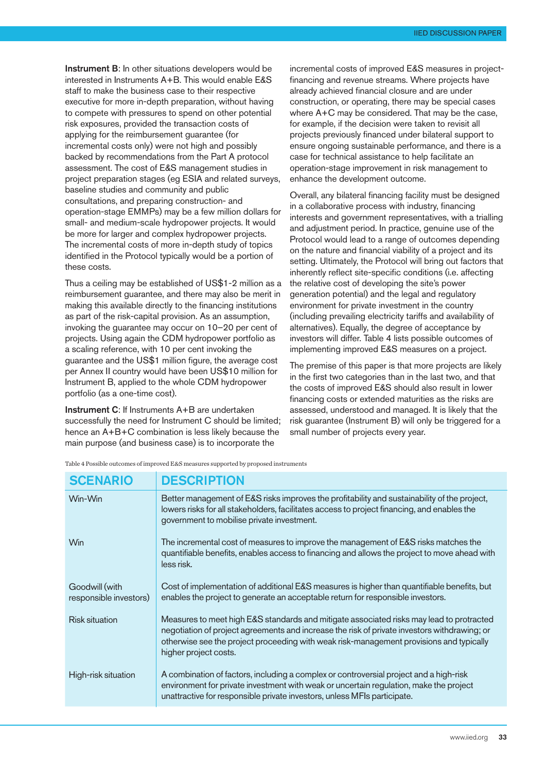**Instrument B**: In other situations developers would be interested in Instruments A+B. This would enable E&S staff to make the business case to their respective executive for more in-depth preparation, without having to compete with pressures to spend on other potential risk exposures, provided the transaction costs of applying for the reimbursement guarantee (for incremental costs only) were not high and possibly backed by recommendations from the Part A protocol assessment. The cost of E&S management studies in project preparation stages (eg ESIA and related surveys, baseline studies and community and public consultations, and preparing construction- and operation-stage EMMPs) may be a few million dollars for small- and medium-scale hydropower projects. It would be more for larger and complex hydropower projects. The incremental costs of more in-depth study of topics identified in the Protocol typically would be a portion of these costs.

Thus a ceiling may be established of US$1-2 million as a reimbursement guarantee, and there may also be merit in making this available directly to the financing institutions as part of the risk-capital provision. As an assumption, invoking the guarantee may occur on 10–20 per cent of projects. Using again the CDM hydropower portfolio as a scaling reference, with 10 per cent invoking the guarantee and the US$1 million figure, the average cost per Annex II country would have been US$10 million for Instrument B, applied to the whole CDM hydropower portfolio (as a one-time cost).

**Instrument C**: If Instruments A+B are undertaken successfully the need for Instrument C should be limited; hence an A+B+C combination is less likely because the main purpose (and business case) is to incorporate the incremental costs of improved E&S measures in project-financing and revenue streams. Where projects have already achieved financial closure and are under construction, or operating, there may be special cases where A+C may be considered. That may be the case, for example, if the decision were taken to revisit all projects previously financed under bilateral support to ensure ongoing sustainable performance, and there is a case for technical assistance to help facilitate an operation-stage improvement in risk management to enhance the development outcome.

Overall, any bilateral financing facility must be designed in a collaborative process with industry, financing interests and government representatives, with a trialling and adjustment period. In practice, genuine use of the Protocol would lead to a range of outcomes depending on the nature and financial viability of a project and its setting. Ultimately, the Protocol will bring out factors that inherently reflect site-specific conditions (i.e. affecting the relative cost of developing the site's power generation potential) and the legal and regulatory environment for private investment in the country (including prevailing electricity tariffs and availability of alternatives). Equally, the degree of acceptance by investors will differ. Table 4 lists possible outcomes of implementing improved E&S measures on a project.

The premise of this paper is that more projects are likely in the first two categories than in the last two, and that the costs of improved E&S should also result in lower financing costs or extended maturities as the risks are assessed, understood and managed. It is likely that the risk guarantee (Instrument B) will only be triggered for a small number of projects every year.

Table 4 Possible outcomes of improved E&S measures supported by proposed instruments

| SCENARIO | DESCRIPTION |
|---|---|
| Win-Win | Better management of E&S risks improves the profitability and sustainability of the project, lowers risks for all stakeholders, facilitates access to project financing, and enables the government to mobilise private investment. |
| Win | The incremental cost of measures to improve the management of E&S risks matches the quantifiable benefits, enables access to financing and allows the project to move ahead with less risk. |
| Goodwill (with responsible investors) | Cost of implementation of additional E&S measures is higher than quantifiable benefits, but enables the project to generate an acceptable return for responsible investors. |
| Risk situation | Measures to meet high E&S standards and mitigate associated risks may lead to protracted negotiation of project agreements and increase the risk of private investors withdrawing; or otherwise see the project proceeding with weak risk-management provisions and typically higher project costs. |
| High-risk situation | A combination of factors, including a complex or controversial project and a high-risk environment for private investment with weak or uncertain regulation, make the project unattractive for responsible private investors, unless MFIs participate. |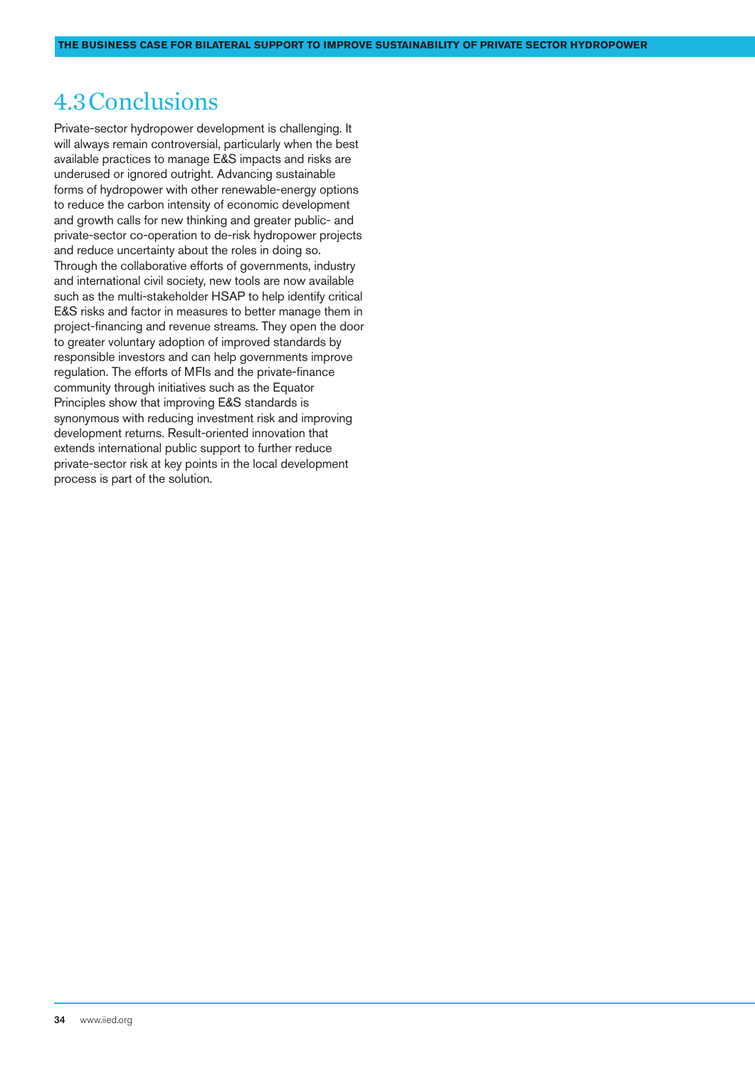## 4.3 Conclusions

Private-sector hydropower development is challenging. It will always remain controversial, particularly when the best available practices to manage E&S impacts and risks are underused or ignored outright. Advancing sustainable forms of hydropower with other renewable-energy options to reduce the carbon intensity of economic development and growth calls for new thinking and greater public- and private-sector co-operation to de-risk hydropower projects and reduce uncertainty about the roles in doing so. Through the collaborative efforts of governments, industry and international civil society, new tools are now available such as the multi-stakeholder HSAP to help identify critical E&S risks and factor in measures to better manage them in project-financing and revenue streams. They open the door to greater voluntary adoption of improved standards by responsible investors and can help governments improve regulation. The efforts of MFIs and the private-finance community through initiatives such as the Equator Principles show that improving E&S standards is synonymous with reducing investment risk and improving development returns. Result-oriented innovation that extends international public support to further reduce private-sector risk at key points in the local development process is part of the solution.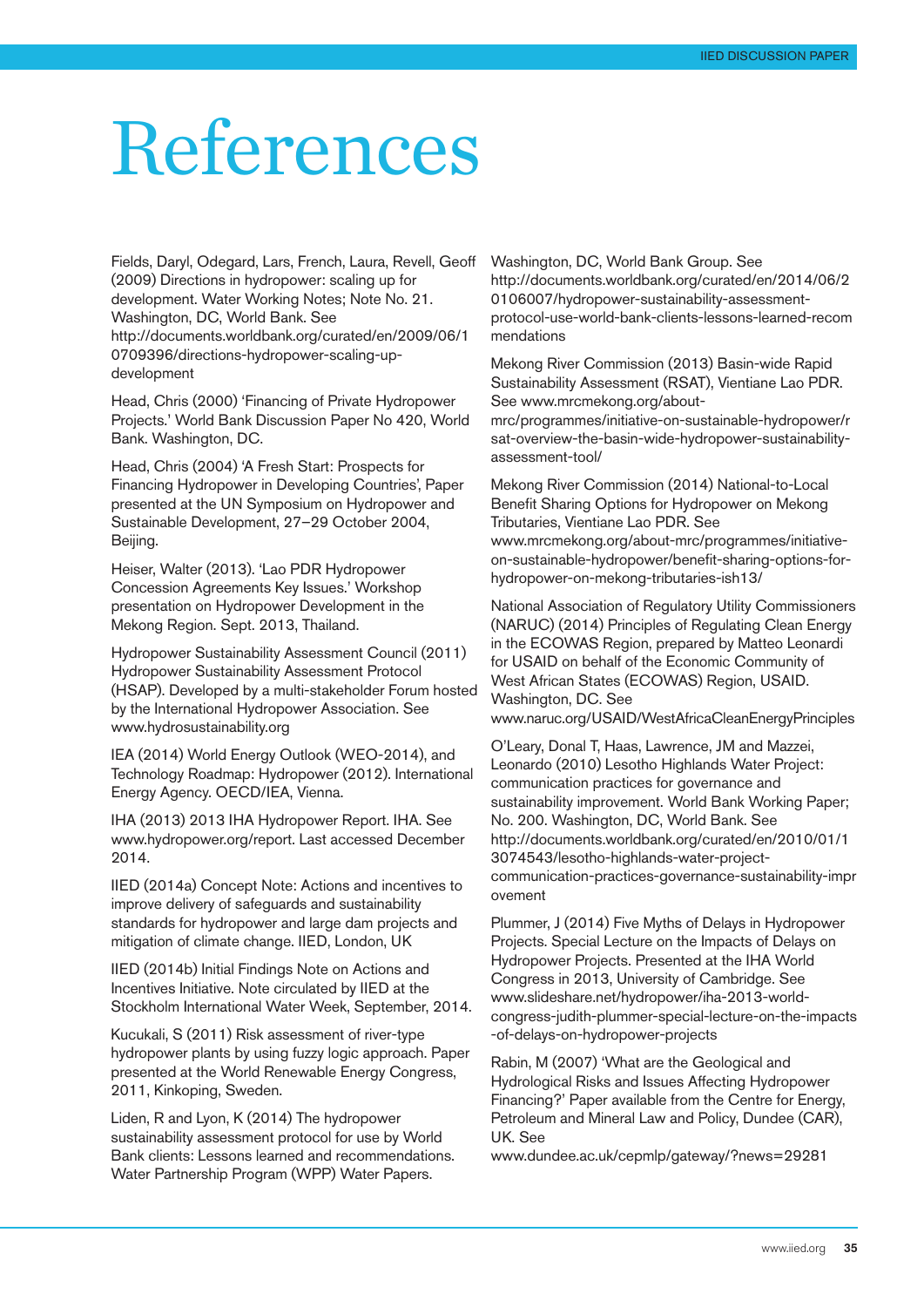# References

Fields, Daryl, Odegard, Lars, French, Laura, Revell, Geoff (2009) Directions in hydropower: scaling up for development. Water Working Notes; Note No. 21. Washington, DC, World Bank. See http://documents.worldbank.org/curated/en/2009/06/10709396/directions-hydropower-scaling-up-development

Head, Chris (2000) 'Financing of Private Hydropower Projects.' World Bank Discussion Paper No 420, World Bank. Washington, DC.

Head, Chris (2004) 'A Fresh Start: Prospects for Financing Hydropower in Developing Countries', Paper presented at the UN Symposium on Hydropower and Sustainable Development, 27–29 October 2004, Beijing.

Heiser, Walter (2013). 'Lao PDR Hydropower Concession Agreements Key Issues.' Workshop presentation on Hydropower Development in the Mekong Region. Sept. 2013, Thailand.

Hydropower Sustainability Assessment Council (2011) Hydropower Sustainability Assessment Protocol (HSAP). Developed by a multi-stakeholder Forum hosted by the International Hydropower Association. See www.hydrosustainability.org

IEA (2014) World Energy Outlook (WEO-2014), and Technology Roadmap: Hydropower (2012). International Energy Agency. OECD/IEA, Vienna.

IHA (2013) 2013 IHA Hydropower Report. IHA. See www.hydropower.org/report. Last accessed December 2014.

IIED (2014a) Concept Note: Actions and incentives to improve delivery of safeguards and sustainability standards for hydropower and large dam projects and mitigation of climate change. IIED, London, UK

IIED (2014b) Initial Findings Note on Actions and Incentives Initiative. Note circulated by IIED at the Stockholm International Water Week, September, 2014.

Kucukali, S (2011) Risk assessment of river-type hydropower plants by using fuzzy logic approach. Paper presented at the World Renewable Energy Congress, 2011, Kinkoping, Sweden.

Liden, R and Lyon, K (2014) The hydropower sustainability assessment protocol for use by World Bank clients: Lessons learned and recommendations. Water Partnership Program (WPP) Water Papers. Washington, DC, World Bank Group. See http://documents.worldbank.org/curated/en/2014/06/20106007/hydropower-sustainability-assessment-protocol-use-world-bank-clients-lessons-learned-recommendations

Mekong River Commission (2013) Basin-wide Rapid Sustainability Assessment (RSAT), Vientiane Lao PDR. See www.mrcmekong.org/about-mrc/programmes/initiative-on-sustainable-hydropower/rsat-overview-the-basin-wide-hydropower-sustainability-assessment-tool/

Mekong River Commission (2014) National-to-Local Benefit Sharing Options for Hydropower on Mekong Tributaries, Vientiane Lao PDR. See www.mrcmekong.org/about-mrc/programmes/initiative-on-sustainable-hydropower/benefit-sharing-options-for-hydropower-on-mekong-tributaries-ish13/

National Association of Regulatory Utility Commissioners (NARUC) (2014) Principles of Regulating Clean Energy in the ECOWAS Region, prepared by Matteo Leonardi for USAID on behalf of the Economic Community of West African States (ECOWAS) Region, USAID. Washington, DC. See www.naruc.org/USAID/WestAfricaCleanEnergyPrinciples

O'Leary, Donal T, Haas, Lawrence, JM and Mazzei, Leonardo (2010) Lesotho Highlands Water Project: communication practices for governance and sustainability improvement. World Bank Working Paper; No. 200. Washington, DC, World Bank. See http://documents.worldbank.org/curated/en/2010/01/13074543/lesotho-highlands-water-project-communication-practices-governance-sustainability-improvement

Plummer, J (2014) Five Myths of Delays in Hydropower Projects. Special Lecture on the Impacts of Delays on Hydropower Projects. Presented at the IHA World Congress in 2013, University of Cambridge. See www.slideshare.net/hydropower/iha-2013-world-congress-judith-plummer-special-lecture-on-the-impacts-of-delays-on-hydropower-projects

Rabin, M (2007) 'What are the Geological and Hydrological Risks and Issues Affecting Hydropower Financing?' Paper available from the Centre for Energy, Petroleum and Mineral Law and Policy, Dundee (CAR), UK. See www.dundee.ac.uk/cepmlp/gateway/?news=29281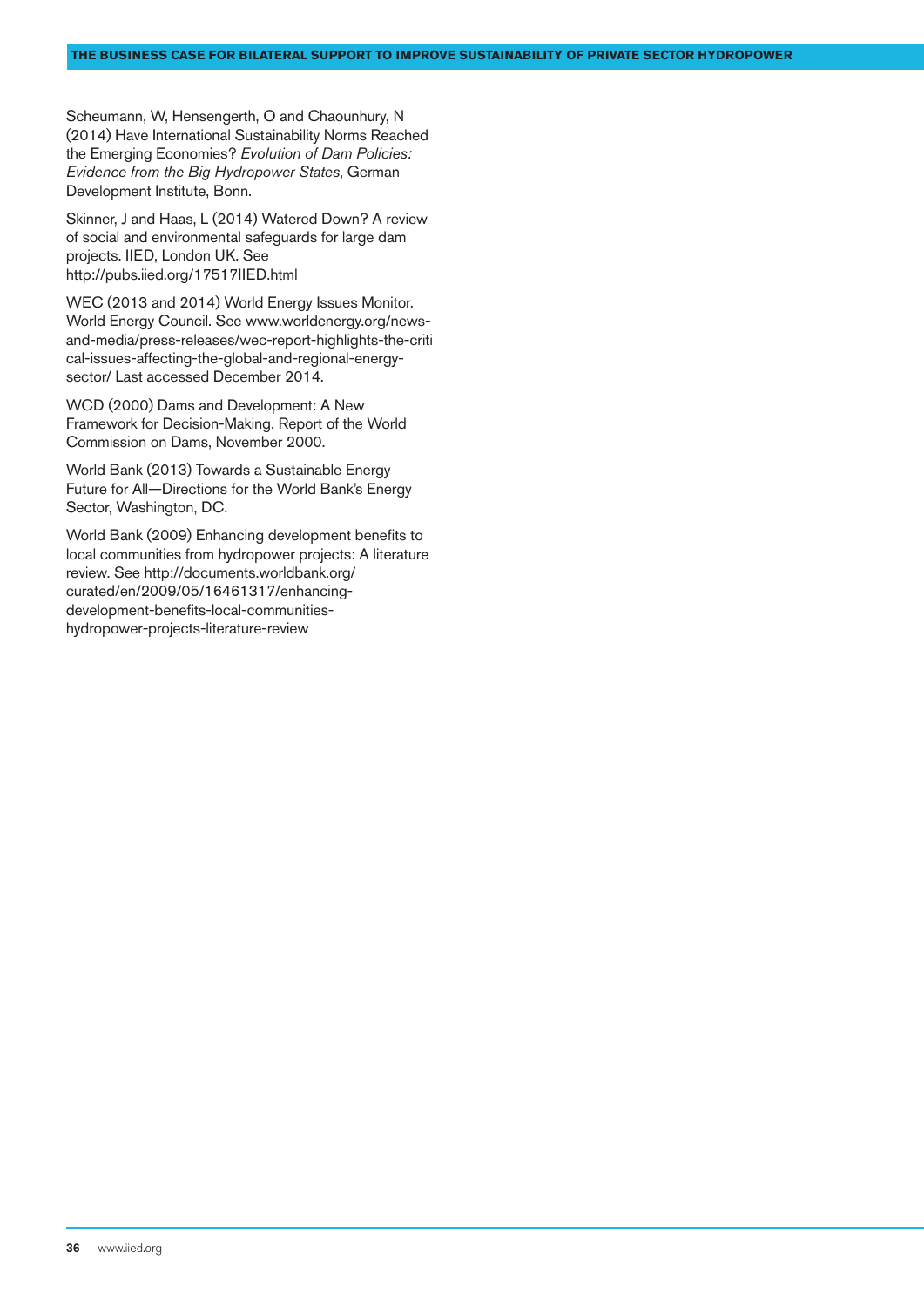Scheumann, W, Hensengerth, O and Chaounhury, N (2014) Have International Sustainability Norms Reached the Emerging Economies? *Evolution of Dam Policies: Evidence from the Big Hydropower States*, German Development Institute, Bonn.

Skinner, J and Haas, L (2014) Watered Down? A review of social and environmental safeguards for large dam projects. IIED, London UK. See http://pubs.iied.org/17517IIED.html

WEC (2013 and 2014) World Energy Issues Monitor. World Energy Council. See www.worldenergy.org/news-and-media/press-releases/wec-report-highlights-the-critical-issues-affecting-the-global-and-regional-energy-sector/ Last accessed December 2014.

WCD (2000) Dams and Development: A New Framework for Decision-Making. Report of the World Commission on Dams, November 2000.

World Bank (2013) Towards a Sustainable Energy Future for All—Directions for the World Bank's Energy Sector, Washington, DC.

World Bank (2009) Enhancing development benefits to local communities from hydropower projects: A literature review. See http://documents.worldbank.org/curated/en/2009/05/16461317/enhancing-development-benefits-local-communities-hydropower-projects-literature-review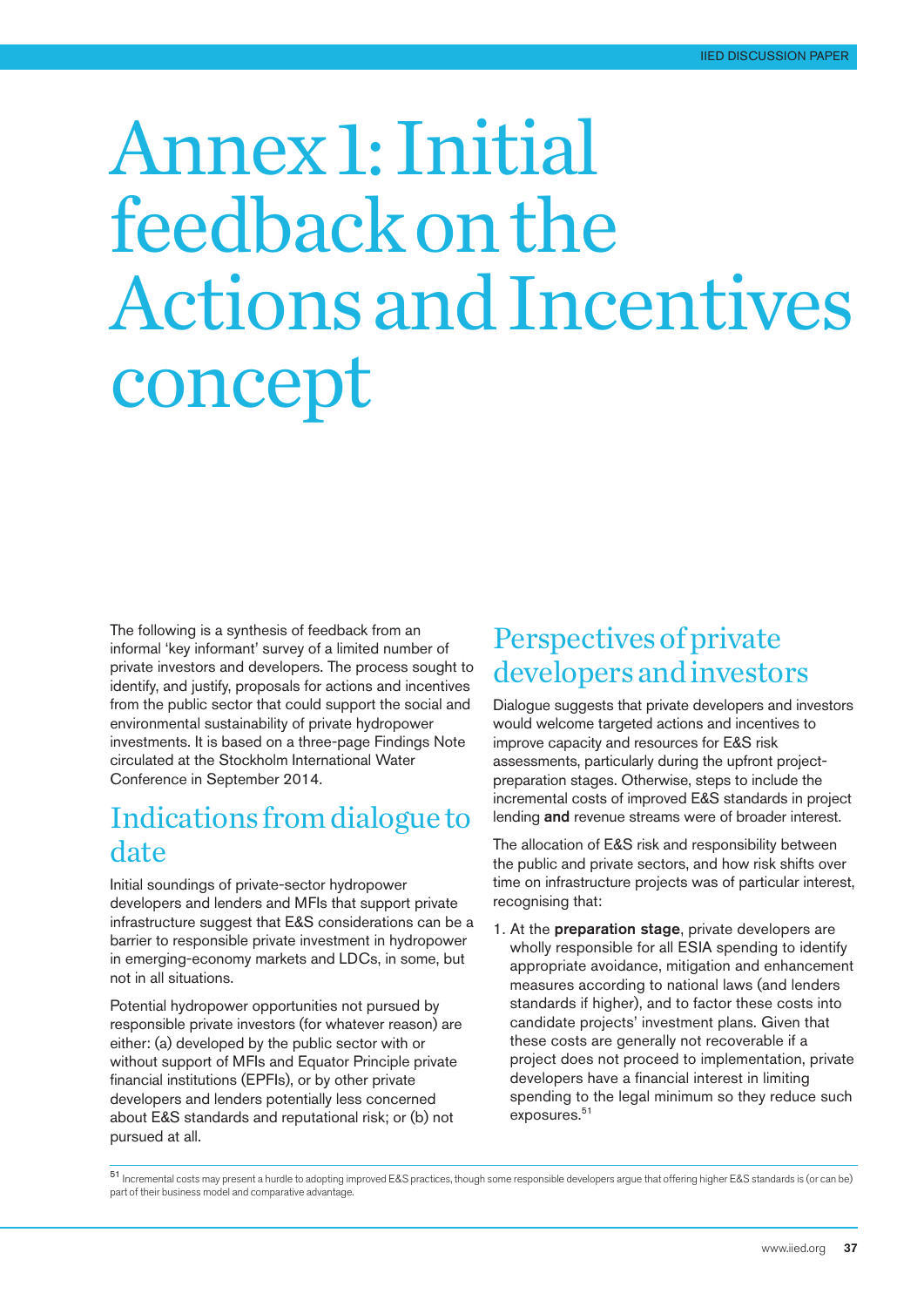# Annex 1: Initial feedback on the Actions and Incentives concept

The following is a synthesis of feedback from an informal 'key informant' survey of a limited number of private investors and developers. The process sought to identify, and justify, proposals for actions and incentives from the public sector that could support the social and environmental sustainability of private hydropower investments. It is based on a three-page Findings Note circulated at the Stockholm International Water Conference in September 2014.

## Indications from dialogue to date

Initial soundings of private-sector hydropower developers and lenders and MFIs that support private infrastructure suggest that E&S considerations can be a barrier to responsible private investment in hydropower in emerging-economy markets and LDCs, in some, but not in all situations.

Potential hydropower opportunities not pursued by responsible private investors (for whatever reason) are either: (a) developed by the public sector with or without support of MFIs and Equator Principle private financial institutions (EPFIs), or by other private developers and lenders potentially less concerned about E&S standards and reputational risk; or (b) not pursued at all.

## Perspectives of private developers and investors

Dialogue suggests that private developers and investors would welcome targeted actions and incentives to improve capacity and resources for E&S risk assessments, particularly during the upfront project-preparation stages. Otherwise, steps to include the incremental costs of improved E&S standards in project lending **and** revenue streams were of broader interest.

The allocation of E&S risk and responsibility between the public and private sectors, and how risk shifts over time on infrastructure projects was of particular interest, recognising that:

1. At the **preparation stage**, private developers are wholly responsible for all ESIA spending to identify appropriate avoidance, mitigation and enhancement measures according to national laws (and lenders standards if higher), and to factor these costs into candidate projects' investment plans. Given that these costs are generally not recoverable if a project does not proceed to implementation, private developers have a financial interest in limiting spending to the legal minimum so they reduce such exposures.[51]

[51] Incremental costs may present a hurdle to adopting improved E&S practices, though some responsible developers argue that offering higher E&S standards is (or can be) part of their business model and comparative advantage.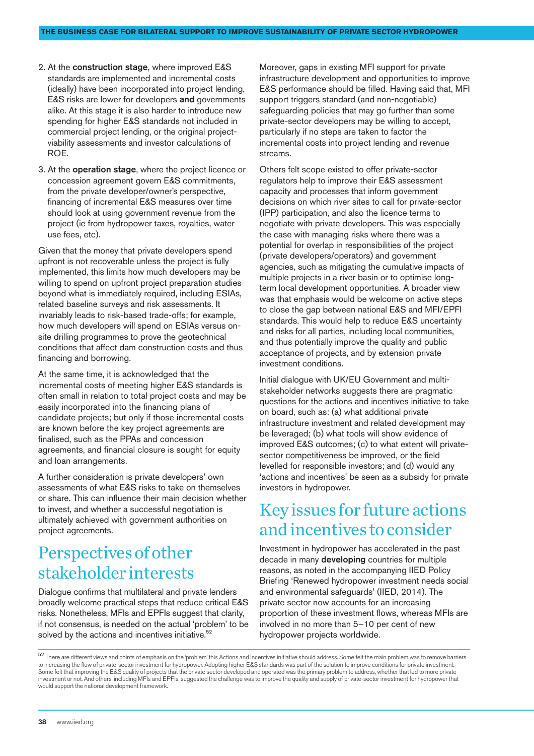2. At the **construction stage**, where improved E&S standards are implemented and incremental costs (ideally) have been incorporated into project lending, E&S risks are lower for developers **and** governments alike. At this stage it is also harder to introduce new spending for higher E&S standards not included in commercial project lending, or the original project-viability assessments and investor calculations of ROE.

3. At the **operation stage**, where the project licence or concession agreement govern E&S commitments, from the private developer/owner's perspective, financing of incremental E&S measures over time should look at using government revenue from the project (ie from hydropower taxes, royalties, water use fees, etc).

Given that the money that private developers spend upfront is not recoverable unless the project is fully implemented, this limits how much developers may be willing to spend on upfront project preparation studies beyond what is immediately required, including ESIAs, related baseline surveys and risk assessments. It invariably leads to risk-based trade-offs; for example, how much developers will spend on ESIAs versus on-site drilling programmes to prove the geotechnical conditions that affect dam construction costs and thus financing and borrowing.

At the same time, it is acknowledged that the incremental costs of meeting higher E&S standards is often small in relation to total project costs and may be easily incorporated into the financing plans of candidate projects; but only if those incremental costs are known before the key project agreements are finalised, such as the PPAs and concession agreements, and financial closure is sought for equity and loan arrangements.

A further consideration is private developers' own assessments of what E&S risks to take on themselves or share. This can influence their main decision whether to invest, and whether a successful negotiation is ultimately achieved with government authorities on project agreements.

## Perspectives of other stakeholder interests

Dialogue confirms that multilateral and private lenders broadly welcome practical steps that reduce critical E&S risks. Nonetheless, MFIs and EPFIs suggest that clarity, if not consensus, is needed on the actual 'problem' to be solved by the actions and incentives initiative.[52]

Moreover, gaps in existing MFI support for private infrastructure development and opportunities to improve E&S performance should be filled. Having said that, MFI support triggers standard (and non-negotiable) safeguarding policies that may go further than some private-sector developers may be willing to accept, particularly if no steps are taken to factor the incremental costs into project lending and revenue streams.

Others felt scope existed to offer private-sector regulators help to improve their E&S assessment capacity and processes that inform government decisions on which river sites to call for private-sector (IPP) participation, and also the licence terms to negotiate with private developers. This was especially the case with managing risks where there was a potential for overlap in responsibilities of the project (private developers/operators) and government agencies, such as mitigating the cumulative impacts of multiple projects in a river basin or to optimise long-term local development opportunities. A broader view was that emphasis would be welcome on active steps to close the gap between national E&S and MFI/EPFI standards. This would help to reduce E&S uncertainty and risks for all parties, including local communities, and thus potentially improve the quality and public acceptance of projects, and by extension private investment conditions.

Initial dialogue with UK/EU Government and multi-stakeholder networks suggests there are pragmatic questions for the actions and incentives initiative to take on board, such as: (a) what additional private infrastructure investment and related development may be leveraged; (b) what tools will show evidence of improved E&S outcomes; (c) to what extent will private-sector competitiveness be improved, or the field levelled for responsible investors; and (d) would any 'actions and incentives' be seen as a subsidy for private investors in hydropower.

## Key issues for future actions and incentives to consider

Investment in hydropower has accelerated in the past decade in many **developing** countries for multiple reasons, as noted in the accompanying IIED Policy Briefing 'Renewed hydropower investment needs social and environmental safeguards' (IIED, 2014). The private sector now accounts for an increasing proportion of these investment flows, whereas MFIs are involved in no more than 5–10 per cent of new hydropower projects worldwide.

[52] There are different views and points of emphasis on the 'problem' this Actions and Incentives initiative should address. Some felt the main problem was to remove barriers to increasing the flow of private-sector investment for hydropower. Adopting higher E&S standards was part of the solution to improve conditions for private investment. Some felt that improving the E&S quality of projects that the private sector developed and operated was the primary problem to address, whether that led to more private investment or not. And others, including MFIs and EPFIs, suggested the challenge was to improve the quality and supply of private-sector investment for hydropower that would support the national development framework.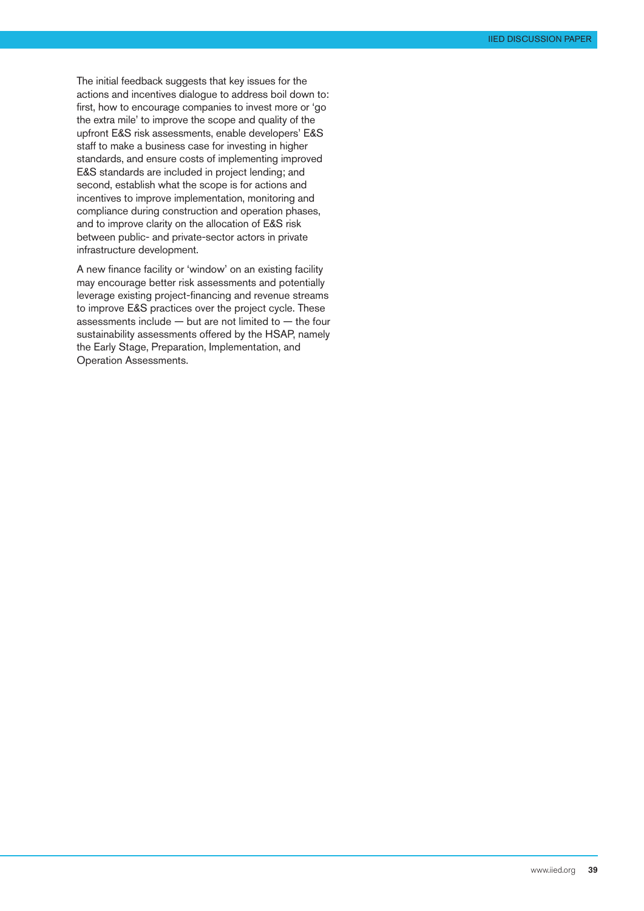The initial feedback suggests that key issues for the actions and incentives dialogue to address boil down to: first, how to encourage companies to invest more or 'go the extra mile' to improve the scope and quality of the upfront E&S risk assessments, enable developers' E&S staff to make a business case for investing in higher standards, and ensure costs of implementing improved E&S standards are included in project lending; and second, establish what the scope is for actions and incentives to improve implementation, monitoring and compliance during construction and operation phases, and to improve clarity on the allocation of E&S risk between public- and private-sector actors in private infrastructure development.

A new finance facility or 'window' on an existing facility may encourage better risk assessments and potentially leverage existing project-financing and revenue streams to improve E&S practices over the project cycle. These assessments include — but are not limited to — the four sustainability assessments offered by the HSAP, namely the Early Stage, Preparation, Implementation, and Operation Assessments.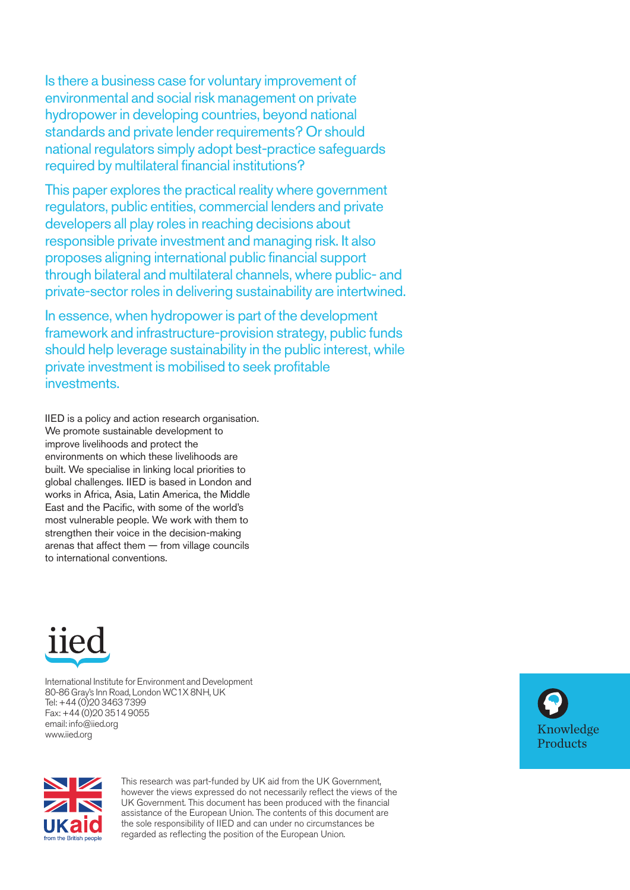Is there a business case for voluntary improvement of environmental and social risk management on private hydropower in developing countries, beyond national standards and private lender requirements? Or should national regulators simply adopt best-practice safeguards required by multilateral financial institutions?

This paper explores the practical reality where government regulators, public entities, commercial lenders and private developers all play roles in reaching decisions about responsible private investment and managing risk. It also proposes aligning international public financial support through bilateral and multilateral channels, where public- and private-sector roles in delivering sustainability are intertwined.

In essence, when hydropower is part of the development framework and infrastructure-provision strategy, public funds should help leverage sustainability in the public interest, while private investment is mobilised to seek profitable investments.

IIED is a policy and action research organisation. We promote sustainable development to improve livelihoods and protect the environments on which these livelihoods are built. We specialise in linking local priorities to global challenges. IIED is based in London and works in Africa, Asia, Latin America, the Middle East and the Pacific, with some of the world's most vulnerable people. We work with them to strengthen their voice in the decision-making arenas that affect them — from village councils to international conventions.

iied

International Institute for Environment and Development
80-86 Gray's Inn Road, London WC1X 8NH, UK
Tel: +44 (0)20 3463 7399
Fax: +44 (0)20 3514 9055
email: info@iied.org
www.iied.org

Knowledge Products

UKaid from the British people

This research was part-funded by UK aid from the UK Government, however the views expressed do not necessarily reflect the views of the UK Government. This document has been produced with the financial assistance of the European Union. The contents of this document are the sole responsibility of IIED and can under no circumstances be regarded as reflecting the position of the European Union.